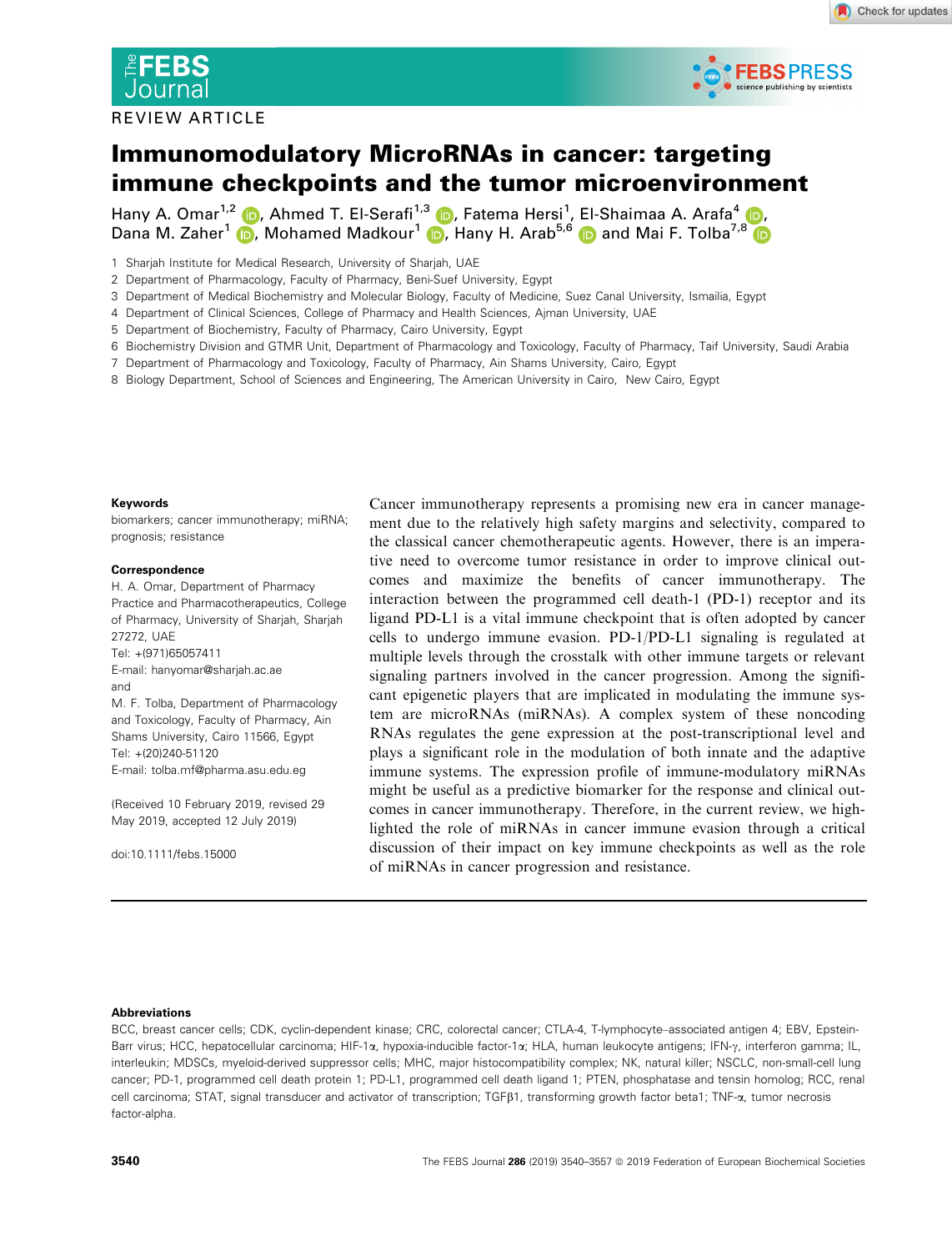REVIEW ARTICLE

# Immunomodulatory MicroRNAs in cancer: targeting immune checkpoints and the tumor microenvironment

Hany A. Omar[1,2], Ahmed T. El-Serafi[1,3], Fatema Hersi[1], El-Shaimaa A. Arafa[4], Dana M. Zaher[1], Mohamed Madkour[1], Hany H. Arab[5,6] and Mai F. Tolba[7,8]

1 Sharjah Institute for Medical Research, University of Sharjah, UAE
2 Department of Pharmacology, Faculty of Pharmacy, Beni-Suef University, Egypt
3 Department of Medical Biochemistry and Molecular Biology, Faculty of Medicine, Suez Canal University, Ismailia, Egypt
4 Department of Clinical Sciences, College of Pharmacy and Health Sciences, Ajman University, UAE
5 Department of Biochemistry, Faculty of Pharmacy, Cairo University, Egypt
6 Biochemistry Division and GTMR Unit, Department of Pharmacology and Toxicology, Faculty of Pharmacy, Taif University, Saudi Arabia
7 Department of Pharmacology and Toxicology, Faculty of Pharmacy, Ain Shams University, Cairo, Egypt
8 Biology Department, School of Sciences and Engineering, The American University in Cairo, New Cairo, Egypt

**Keywords**

biomarkers; cancer immunotherapy; miRNA; prognosis; resistance

**Correspondence**

H. A. Omar, Department of Pharmacy Practice and Pharmacotherapeutics, College of Pharmacy, University of Sharjah, Sharjah 27272, UAE
Tel: +(971)65057411
E-mail: hanyomar@sharjah.ac.ae
and
M. F. Tolba, Department of Pharmacology and Toxicology, Faculty of Pharmacy, Ain Shams University, Cairo 11566, Egypt
Tel: +(20)240-51120
E-mail: tolba.mf@pharma.asu.edu.eg

(Received 10 February 2019, revised 29 May 2019, accepted 12 July 2019)

doi:10.1111/febs.15000

Cancer immunotherapy represents a promising new era in cancer management due to the relatively high safety margins and selectivity, compared to the classical cancer chemotherapeutic agents. However, there is an imperative need to overcome tumor resistance in order to improve clinical outcomes and maximize the benefits of cancer immunotherapy. The interaction between the programmed cell death-1 (PD-1) receptor and its ligand PD-L1 is a vital immune checkpoint that is often adopted by cancer cells to undergo immune evasion. PD-1/PD-L1 signaling is regulated at multiple levels through the crosstalk with other immune targets or relevant signaling partners involved in the cancer progression. Among the significant epigenetic players that are implicated in modulating the immune system are microRNAs (miRNAs). A complex system of these noncoding RNAs regulates the gene expression at the post-transcriptional level and plays a significant role in the modulation of both innate and the adaptive immune systems. The expression profile of immune-modulatory miRNAs might be useful as a predictive biomarker for the response and clinical outcomes in cancer immunotherapy. Therefore, in the current review, we highlighted the role of miRNAs in cancer immune evasion through a critical discussion of their impact on key immune checkpoints as well as the role of miRNAs in cancer progression and resistance.

**Abbreviations**

BCC, breast cancer cells; CDK, cyclin-dependent kinase; CRC, colorectal cancer; CTLA-4, T-lymphocyte–associated antigen 4; EBV, Epstein-Barr virus; HCC, hepatocellular carcinoma; HIF-1α, hypoxia-inducible factor-1α; HLA, human leukocyte antigens; IFN-γ, interferon gamma; IL, interleukin; MDSCs, myeloid-derived suppressor cells; MHC, major histocompatibility complex; NK, natural killer; NSCLC, non-small-cell lung cancer; PD-1, programmed cell death protein 1; PD-L1, programmed cell death ligand 1; PTEN, phosphatase and tensin homolog; RCC, renal cell carcinoma; STAT, signal transducer and activator of transcription; TGFβ1, transforming growth factor beta1; TNF-α, tumor necrosis factor-alpha.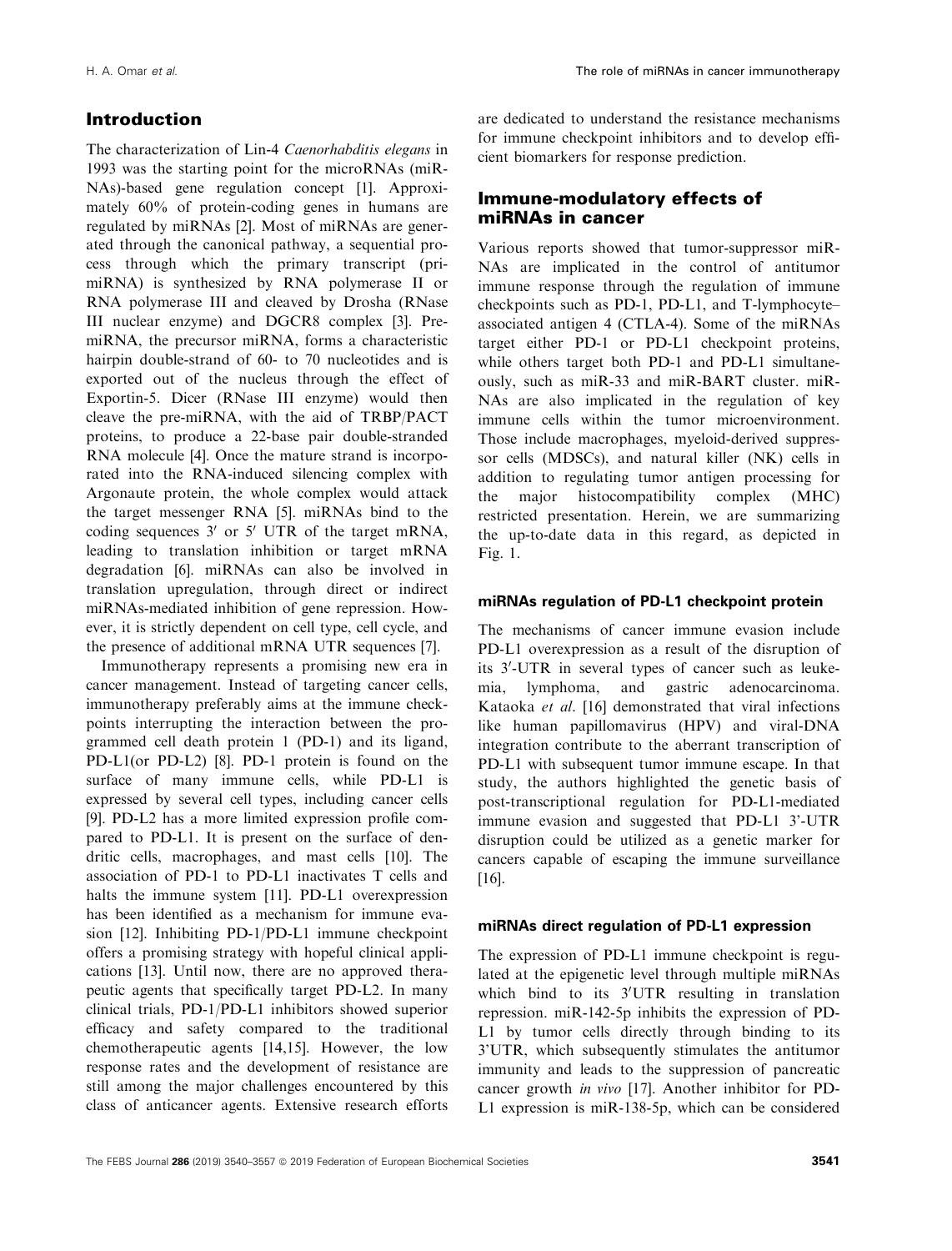## Introduction

The characterization of Lin-4 *Caenorhabditis elegans* in 1993 was the starting point for the microRNAs (miRNAs)-based gene regulation concept [1]. Approximately 60% of protein-coding genes in humans are regulated by miRNAs [2]. Most of miRNAs are generated through the canonical pathway, a sequential process through which the primary transcript (pri-miRNA) is synthesized by RNA polymerase II or RNA polymerase III and cleaved by Drosha (RNase III nuclear enzyme) and DGCR8 complex [3]. Pre-miRNA, the precursor miRNA, forms a characteristic hairpin double-strand of 60- to 70 nucleotides and is exported out of the nucleus through the effect of Exportin-5. Dicer (RNase III enzyme) would then cleave the pre-miRNA, with the aid of TRBP/PACT proteins, to produce a 22-base pair double-stranded RNA molecule [4]. Once the mature strand is incorporated into the RNA-induced silencing complex with Argonaute protein, the whole complex would attack the target messenger RNA [5]. miRNAs bind to the coding sequences 3′ or 5′ UTR of the target mRNA, leading to translation inhibition or target mRNA degradation [6]. miRNAs can also be involved in translation upregulation, through direct or indirect miRNAs-mediated inhibition of gene repression. However, it is strictly dependent on cell type, cell cycle, and the presence of additional mRNA UTR sequences [7].

Immunotherapy represents a promising new era in cancer management. Instead of targeting cancer cells, immunotherapy preferably aims at the immune checkpoints interrupting the interaction between the programmed cell death protein 1 (PD-1) and its ligand, PD-L1(or PD-L2) [8]. PD-1 protein is found on the surface of many immune cells, while PD-L1 is expressed by several cell types, including cancer cells [9]. PD-L2 has a more limited expression profile compared to PD-L1. It is present on the surface of dendritic cells, macrophages, and mast cells [10]. The association of PD-1 to PD-L1 inactivates T cells and halts the immune system [11]. PD-L1 overexpression has been identified as a mechanism for immune evasion [12]. Inhibiting PD-1/PD-L1 immune checkpoint offers a promising strategy with hopeful clinical applications [13]. Until now, there are no approved therapeutic agents that specifically target PD-L2. In many clinical trials, PD-1/PD-L1 inhibitors showed superior efficacy and safety compared to the traditional chemotherapeutic agents [14,15]. However, the low response rates and the development of resistance are still among the major challenges encountered by this class of anticancer agents. Extensive research efforts are dedicated to understand the resistance mechanisms for immune checkpoint inhibitors and to develop efficient biomarkers for response prediction.

## Immune-modulatory effects of miRNAs in cancer

Various reports showed that tumor-suppressor miRNAs are implicated in the control of antitumor immune response through the regulation of immune checkpoints such as PD-1, PD-L1, and T-lymphocyte–associated antigen 4 (CTLA-4). Some of the miRNAs target either PD-1 or PD-L1 checkpoint proteins, while others target both PD-1 and PD-L1 simultaneously, such as miR-33 and miR-BART cluster. miRNAs are also implicated in the regulation of key immune cells within the tumor microenvironment. Those include macrophages, myeloid-derived suppressor cells (MDSCs), and natural killer (NK) cells in addition to regulating tumor antigen processing for the major histocompatibility complex (MHC) restricted presentation. Herein, we are summarizing the up-to-date data in this regard, as depicted in Fig. 1.

### miRNAs regulation of PD-L1 checkpoint protein

The mechanisms of cancer immune evasion include PD-L1 overexpression as a result of the disruption of its 3′-UTR in several types of cancer such as leukemia, lymphoma, and gastric adenocarcinoma. Kataoka *et al*. [16] demonstrated that viral infections like human papillomavirus (HPV) and viral-DNA integration contribute to the aberrant transcription of PD-L1 with subsequent tumor immune escape. In that study, the authors highlighted the genetic basis of post-transcriptional regulation for PD-L1-mediated immune evasion and suggested that PD-L1 3′-UTR disruption could be utilized as a genetic marker for cancers capable of escaping the immune surveillance [16].

### miRNAs direct regulation of PD-L1 expression

The expression of PD-L1 immune checkpoint is regulated at the epigenetic level through multiple miRNAs which bind to its 3′UTR resulting in translation repression. miR-142-5p inhibits the expression of PD-L1 by tumor cells directly through binding to its 3'UTR, which subsequently stimulates the antitumor immunity and leads to the suppression of pancreatic cancer growth *in vivo* [17]. Another inhibitor for PD-L1 expression is miR-138-5p, which can be considered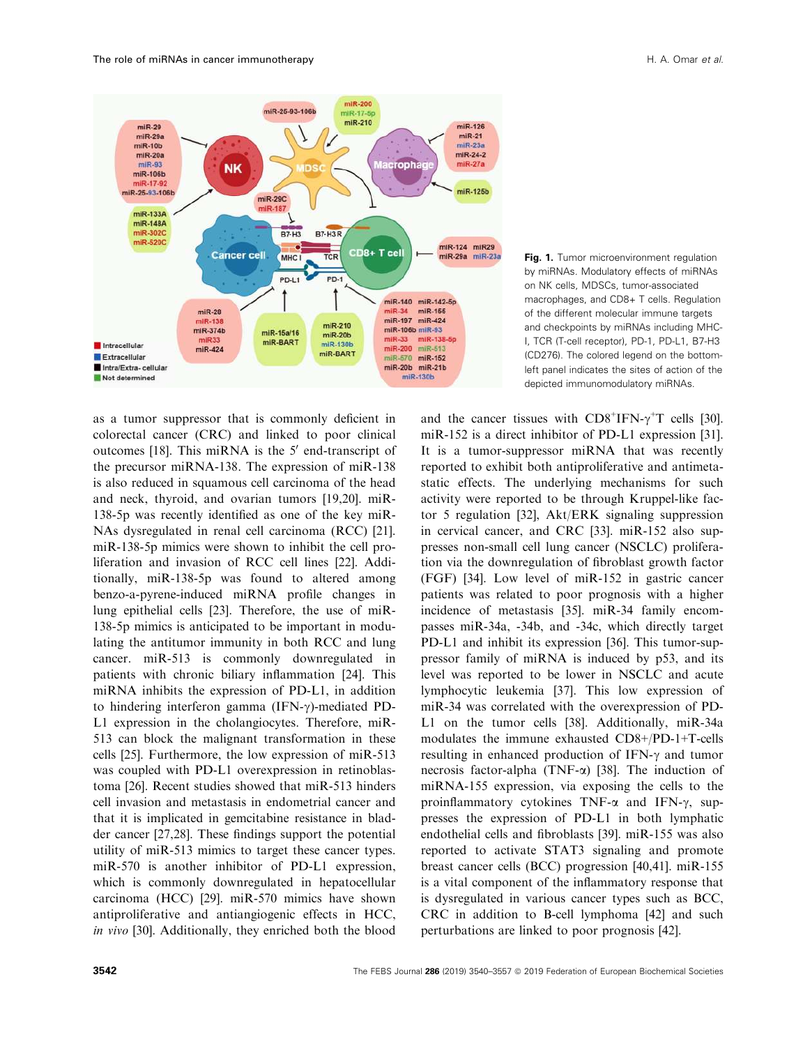**Fig. 1.** Tumor microenvironment regulation by miRNAs. Modulatory effects of miRNAs on NK cells, MDSCs, tumor-associated macrophages, and CD8+ T cells. Regulation of the different molecular immune targets and checkpoints by miRNAs including MHC-I, TCR (T-cell receptor), PD-1, PD-L1, B7-H3 (CD276). The colored legend on the bottom-left panel indicates the sites of action of the depicted immunomodulatory miRNAs.

as a tumor suppressor that is commonly deficient in colorectal cancer (CRC) and linked to poor clinical outcomes [18]. This miRNA is the 5′ end-transcript of the precursor miRNA-138. The expression of miR-138 is also reduced in squamous cell carcinoma of the head and neck, thyroid, and ovarian tumors [19,20]. miR-138-5p was recently identified as one of the key miRNAs dysregulated in renal cell carcinoma (RCC) [21]. miR-138-5p mimics were shown to inhibit the cell proliferation and invasion of RCC cell lines [22]. Additionally, miR-138-5p was found to altered among benzo-a-pyrene-induced miRNA profile changes in lung epithelial cells [23]. Therefore, the use of miR-138-5p mimics is anticipated to be important in modulating the antitumor immunity in both RCC and lung cancer. miR-513 is commonly downregulated in patients with chronic biliary inflammation [24]. This miRNA inhibits the expression of PD-L1, in addition to hindering interferon gamma (IFN-γ)-mediated PD-L1 expression in the cholangiocytes. Therefore, miR-513 can block the malignant transformation in these cells [25]. Furthermore, the low expression of miR-513 was coupled with PD-L1 overexpression in retinoblastoma [26]. Recent studies showed that miR-513 hinders cell invasion and metastasis in endometrial cancer and that it is implicated in gemcitabine resistance in bladder cancer [27,28]. These findings support the potential utility of miR-513 mimics to target these cancer types. miR-570 is another inhibitor of PD-L1 expression, which is commonly downregulated in hepatocellular carcinoma (HCC) [29]. miR-570 mimics have shown antiproliferative and antiangiogenic effects in HCC, *in vivo* [30]. Additionally, they enriched both the blood and the cancer tissues with $CD8^{+}IFN\text{-}\gamma^{+}T$ cells [30]. miR-152 is a direct inhibitor of PD-L1 expression [31]. It is a tumor-suppressor miRNA that was recently reported to exhibit both antiproliferative and antimetastatic effects. The underlying mechanisms for such activity were reported to be through Kruppel-like factor 5 regulation [32], Akt/ERK signaling suppression in cervical cancer, and CRC [33]. miR-152 also suppresses non-small cell lung cancer (NSCLC) proliferation via the downregulation of fibroblast growth factor (FGF) [34]. Low level of miR-152 in gastric cancer patients was related to poor prognosis with a higher incidence of metastasis [35]. miR-34 family encompasses miR-34a, -34b, and -34c, which directly target PD-L1 and inhibit its expression [36]. This tumor-suppressor family of miRNA is induced by p53, and its level was reported to be lower in NSCLC and acute lymphocytic leukemia [37]. This low expression of miR-34 was correlated with the overexpression of PD-L1 on the tumor cells [38]. Additionally, miR-34a modulates the immune exhausted CD8+/PD-1+T-cells resulting in enhanced production of IFN-γ and tumor necrosis factor-alpha (TNF-α) [38]. The induction of miRNA-155 expression, via exposing the cells to the proinflammatory cytokines TNF-α and IFN-γ, suppresses the expression of PD-L1 in both lymphatic endothelial cells and fibroblasts [39]. miR-155 was also reported to activate STAT3 signaling and promote breast cancer cells (BCC) progression [40,41]. miR-155 is a vital component of the inflammatory response that is dysregulated in various cancer types such as BCC, CRC in addition to B-cell lymphoma [42] and such perturbations are linked to poor prognosis [42].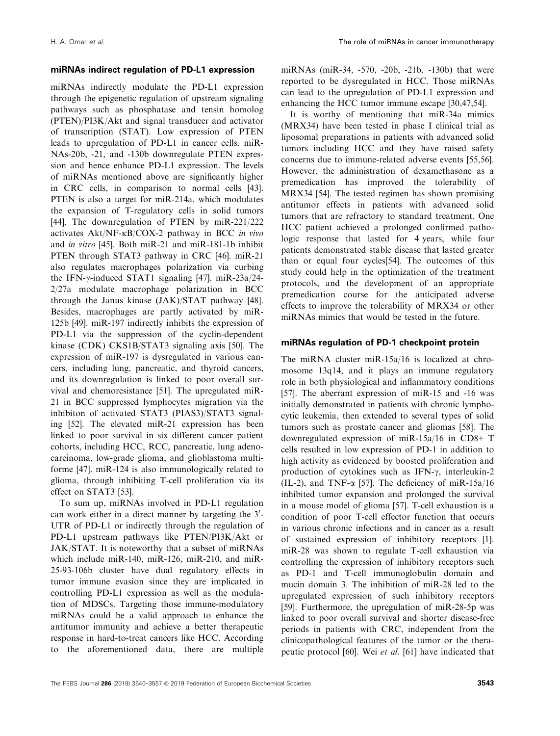### miRNAs indirect regulation of PD-L1 expression

miRNAs indirectly modulate the PD-L1 expression through the epigenetic regulation of upstream signaling pathways such as phosphatase and tensin homolog (PTEN)/PI3K/Akt and signal transducer and activator of transcription (STAT). Low expression of PTEN leads to upregulation of PD-L1 in cancer cells. miRNAs-20b, -21, and -130b downregulate PTEN expression and hence enhance PD-L1 expression. The levels of miRNAs mentioned above are significantly higher in CRC cells, in comparison to normal cells [43]. PTEN is also a target for miR-214a, which modulates the expansion of T-regulatory cells in solid tumors [44]. The downregulation of PTEN by miR-221/222 activates Akt/NF-κB/COX-2 pathway in BCC *in vivo* and *in vitro* [45]. Both miR-21 and miR-181-1b inhibit PTEN through STAT3 pathway in CRC [46]. miR-21 also regulates macrophages polarization via curbing the IFN-γ-induced STAT1 signaling [47]. miR-23a/24-2/27a modulate macrophage polarization in BCC through the Janus kinase (JAK)/STAT pathway [48]. Besides, macrophages are partly activated by miR-125b [49]. miR-197 indirectly inhibits the expression of PD-L1 via the suppression of the cyclin-dependent kinase (CDK) CKS1B/STAT3 signaling axis [50]. The expression of miR-197 is dysregulated in various cancers, including lung, pancreatic, and thyroid cancers, and its downregulation is linked to poor overall survival and chemoresistance [51]. The upregulated miR-21 in BCC suppressed lymphocytes migration via the inhibiton of activated STAT3 (PIAS3)/STAT3 signaling [52]. The elevated miR-21 expression has been linked to poor survival in six different cancer patient cohorts, including HCC, RCC, pancreatic, lung adenocarcinoma, low-grade glioma, and glioblastoma multiforme [47]. miR-124 is also immunologically related to glioma, through inhibiting T-cell proliferation via its effect on STAT3 [53].

To sum up, miRNAs involved in PD-L1 regulation can work either in a direct manner by targeting the 3′-UTR of PD-L1 or indirectly through the regulation of PD-L1 upstream pathways like PTEN/PI3K/Akt or JAK/STAT. It is noteworthy that a subset of miRNAs which include miR-140, miR-126, miR-210, and miR-25-93-106b cluster have dual regulatory effects in tumor immune evasion since they are implicated in controlling PD-L1 expression as well as the modulation of MDSCs. Targeting those immune-modulatory miRNAs could be a valid approach to enhance the antitumor immunity and achieve a better therapeutic response in hard-to-treat cancers like HCC. According to the aforementioned data, there are multiple miRNAs (miR-34, -570, -20b, -21b, -130b) that were reported to be dysregulated in HCC. Those miRNAs can lead to the upregulation of PD-L1 expression and enhancing the HCC tumor immune escape [30,47,54].

It is worthy of mentioning that miR-34a mimics (MRX34) have been tested in phase I clinical trial as liposomal preparations in patients with advanced solid tumors including HCC and they have raised safety concerns due to immune-related adverse events [55,56]. However, the administration of dexamethasone as a premedication has improved the tolerability of MRX34 [54]. The tested regimen has shown promising antitumor effects in patients with advanced solid tumors that are refractory to standard treatment. One HCC patient achieved a prolonged confirmed pathologic response that lasted for 4 years, while four patients demonstrated stable disease that lasted greater than or equal four cycles[54]. The outcomes of this study could help in the optimization of the treatment protocols, and the development of an appropriate premedication course for the anticipated adverse effects to improve the tolerability of MRX34 or other miRNAs mimics that would be tested in the future.

### miRNAs regulation of PD-1 checkpoint protein

The miRNA cluster miR-15a/16 is localized at chromosome 13q14, and it plays an immune regulatory role in both physiological and inflammatory conditions [57]. The aberrant expression of miR-15 and -16 was initially demonstrated in patients with chronic lymphocytic leukemia, then extended to several types of solid tumors such as prostate cancer and gliomas [58]. The downregulated expression of miR-15a/16 in CD8+ T cells resulted in low expression of PD-1 in addition to high activity as evidenced by boosted proliferation and production of cytokines such as IFN-γ, interleukin-2 (IL-2), and TNF-α [57]. The deficiency of miR-15a/16 inhibited tumor expansion and prolonged the survival in a mouse model of glioma [57]. T-cell exhaustion is a condition of poor T-cell effector function that occurs in various chronic infections and in cancer as a result of sustained expression of inhibitory receptors [1]. miR-28 was shown to regulate T-cell exhaustion via controlling the expression of inhibitory receptors such as PD-1 and T-cell immunoglobulin domain and mucin domain 3. The inhibition of miR-28 led to the upregulated expression of such inhibitory receptors [59]. Furthermore, the upregulation of miR-28-5p was linked to poor overall survival and shorter disease-free periods in patients with CRC, independent from the clinicopathological features of the tumor or the therapeutic protocol [60]. Wei *et al*. [61] have indicated that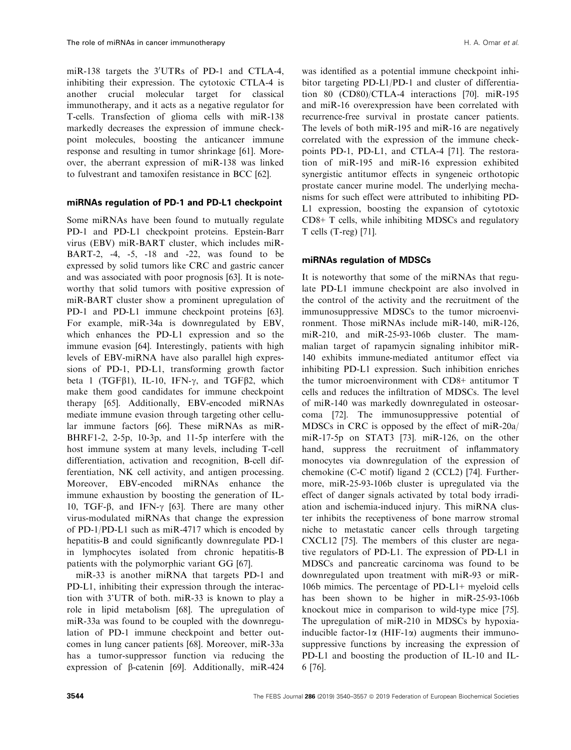miR-138 targets the 3′UTRs of PD-1 and CTLA-4, inhibiting their expression. The cytotoxic CTLA-4 is another crucial molecular target for classical immunotherapy, and it acts as a negative regulator for T-cells. Transfection of glioma cells with miR-138 markedly decreases the expression of immune checkpoint molecules, boosting the anticancer immune response and resulting in tumor shrinkage [61]. Moreover, the aberrant expression of miR-138 was linked to fulvestrant and tamoxifen resistance in BCC [62].

### miRNAs regulation of PD-1 and PD-L1 checkpoint

Some miRNAs have been found to mutually regulate PD-1 and PD-L1 checkpoint proteins. Epstein-Barr virus (EBV) miR-BART cluster, which includes miR-BART-2, -4, -5, -18 and -22, was found to be expressed by solid tumors like CRC and gastric cancer and was associated with poor prognosis [63]. It is noteworthy that solid tumors with positive expression of miR-BART cluster show a prominent upregulation of PD-1 and PD-L1 immune checkpoint proteins [63]. For example, miR-34a is downregulated by EBV, which enhances the PD-L1 expression and so the immune evasion [64]. Interestingly, patients with high levels of EBV-miRNA have also parallel high expressions of PD-1, PD-L1, transforming growth factor beta 1 (TGFβ1), IL-10, IFN-γ, and TGFβ2, which make them good candidates for immune checkpoint therapy [65]. Additionally, EBV-encoded miRNAs mediate immune evasion through targeting other cellular immune factors [66]. These miRNAs as miR-BHRF1-2, 2-5p, 10-3p, and 11-5p interfere with the host immune system at many levels, including T-cell differentiation, activation and recognition, B-cell differentiation, NK cell activity, and antigen processing. Moreover, EBV-encoded miRNAs enhance the immune exhaustion by boosting the generation of IL-10, TGF-β, and IFN-γ [63]. There are many other virus-modulated miRNAs that change the expression of PD-1/PD-L1 such as miR-4717 which is encoded by hepatitis-B and could significantly downregulate PD-1 in lymphocytes isolated from chronic hepatitis-B patients with the polymorphic variant GG [67].

miR-33 is another miRNA that targets PD-1 and PD-L1, inhibiting their expression through the interaction with 3'UTR of both. miR-33 is known to play a role in lipid metabolism [68]. The upregulation of miR-33a was found to be coupled with the downregulation of PD-1 immune checkpoint and better outcomes in lung cancer patients [68]. Moreover, miR-33a has a tumor-suppressor function via reducing the expression of β-catenin [69]. Additionally, miR-424 was identified as a potential immune checkpoint inhibitor targeting PD-L1/PD-1 and cluster of differentiation 80 (CD80)/CTLA-4 interactions [70]. miR-195 and miR-16 overexpression have been correlated with recurrence-free survival in prostate cancer patients. The levels of both miR-195 and miR-16 are negatively correlated with the expression of the immune checkpoints PD-1, PD-L1, and CTLA-4 [71]. The restoration of miR-195 and miR-16 expression exhibited synergistic antitumor effects in syngeneic orthotopic prostate cancer murine model. The underlying mechanisms for such effect were attributed to inhibiting PD-L1 expression, boosting the expansion of cytotoxic CD8+ T cells, while inhibiting MDSCs and regulatory T cells (T-reg) [71].

### miRNAs regulation of MDSCs

It is noteworthy that some of the miRNAs that regulate PD-L1 immune checkpoint are also involved in the control of the activity and the recruitment of the immunosuppressive MDSCs to the tumor microenvironment. Those miRNAs include miR-140, miR-126, miR-210, and miR-25-93-106b cluster. The mammalian target of rapamycin signaling inhibitor miR-140 exhibits immune-mediated antitumor effect via inhibiting PD-L1 expression. Such inhibition enriches the tumor microenvironment with CD8+ antitumor T cells and reduces the infiltration of MDSCs. The level of miR-140 was markedly downregulated in osteosarcoma [72]. The immunosuppressive potential of MDSCs in CRC is opposed by the effect of miR-20a/miR-17-5p on STAT3 [73]. miR-126, on the other hand, suppress the recruitment of inflammatory monocytes via downregulation of the expression of chemokine (C-C motif) ligand 2 (CCL2) [74]. Furthermore, miR-25-93-106b cluster is upregulated via the effect of danger signals activated by total body irradiation and ischemia-induced injury. This miRNA cluster inhibits the receptiveness of bone marrow stromal niche to metastatic cancer cells through targeting CXCL12 [75]. The members of this cluster are negative regulators of PD-L1. The expression of PD-L1 in MDSCs and pancreatic carcinoma was found to be downregulated upon treatment with miR-93 or miR-106b mimics. The percentage of PD-L1+ myeloid cells has been shown to be higher in miR-25-93-106b knockout mice in comparison to wild-type mice [75]. The upregulation of miR-210 in MDSCs by hypoxia-inducible factor-1α (HIF-1α) augments their immunosuppressive functions by increasing the expression of PD-L1 and boosting the production of IL-10 and IL-6 [76].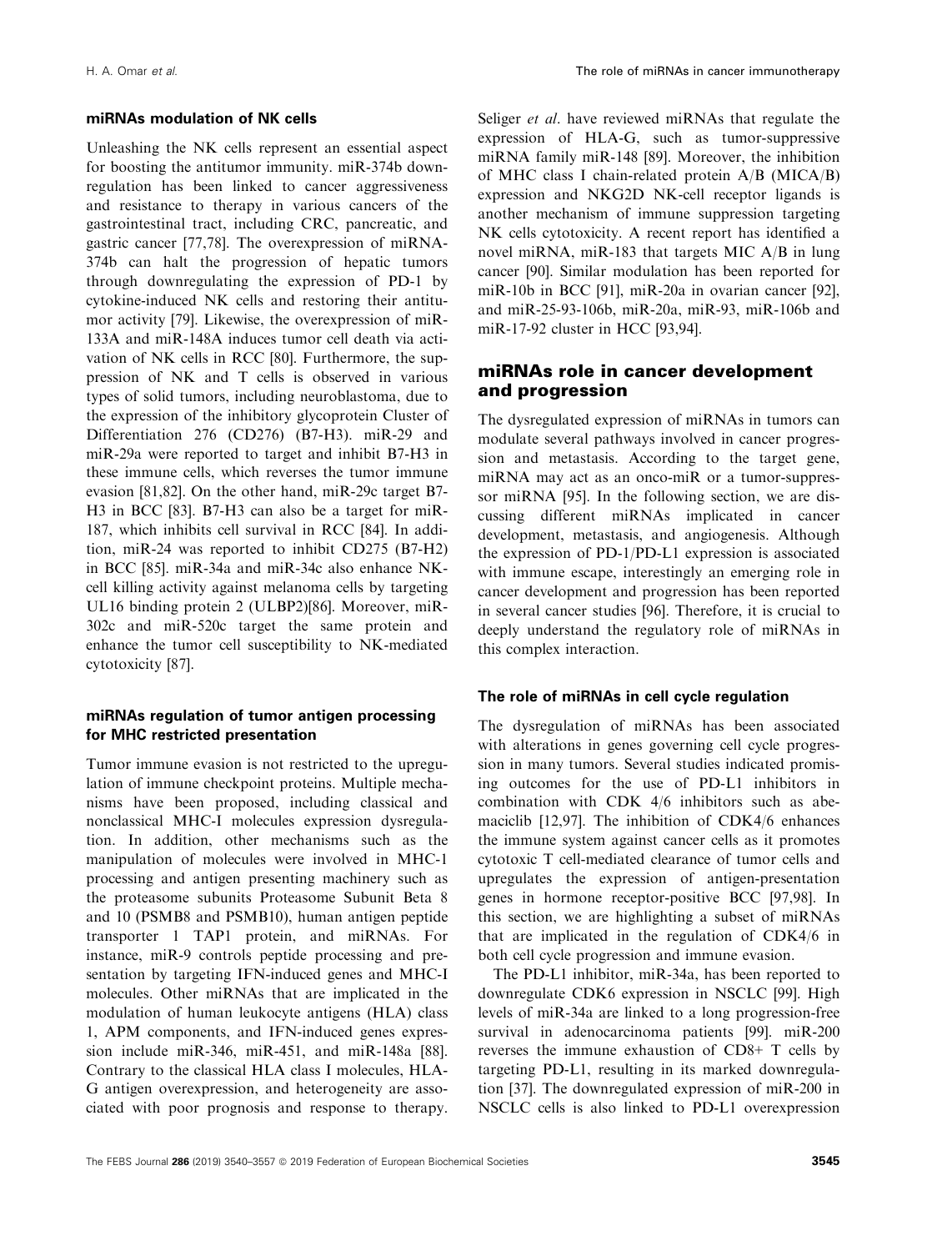### miRNAs modulation of NK cells

Unleashing the NK cells represent an essential aspect for boosting the antitumor immunity. miR-374b downregulation has been linked to cancer aggressiveness and resistance to therapy in various cancers of the gastrointestinal tract, including CRC, pancreatic, and gastric cancer [77,78]. The overexpression of miRNA-374b can halt the progression of hepatic tumors through downregulating the expression of PD-1 by cytokine-induced NK cells and restoring their antitumor activity [79]. Likewise, the overexpression of miR-133A and miR-148A induces tumor cell death via activation of NK cells in RCC [80]. Furthermore, the suppression of NK and T cells is observed in various types of solid tumors, including neuroblastoma, due to the expression of the inhibitory glycoprotein Cluster of Differentiation 276 (CD276) (B7-H3). miR-29 and miR-29a were reported to target and inhibit B7-H3 in these immune cells, which reverses the tumor immune evasion [81,82]. On the other hand, miR-29c target B7-H3 in BCC [83]. B7-H3 can also be a target for miR-187, which inhibits cell survival in RCC [84]. In addition, miR-24 was reported to inhibit CD275 (B7-H2) in BCC [85]. miR-34a and miR-34c also enhance NK-cell killing activity against melanoma cells by targeting UL16 binding protein 2 (ULBP2)[86]. Moreover, miR-302c and miR-520c target the same protein and enhance the tumor cell susceptibility to NK-mediated cytotoxicity [87].

### miRNAs regulation of tumor antigen processing for MHC restricted presentation

Tumor immune evasion is not restricted to the upregulation of immune checkpoint proteins. Multiple mechanisms have been proposed, including classical and nonclassical MHC-I molecules expression dysregulation. In addition, other mechanisms such as the manipulation of molecules were involved in MHC-1 processing and antigen presenting machinery such as the proteasome subunits Proteasome Subunit Beta 8 and 10 (PSMB8 and PSMB10), human antigen peptide transporter 1 TAP1 protein, and miRNAs. For instance, miR-9 controls peptide processing and presentation by targeting IFN-induced genes and MHC-I molecules. Other miRNAs that are implicated in the modulation of human leukocyte antigens (HLA) class 1, APM components, and IFN-induced genes expression include miR-346, miR-451, and miR-148a [88]. Contrary to the classical HLA class I molecules, HLA-G antigen overexpression, and heterogeneity are associated with poor prognosis and response to therapy. Seliger *et al*. have reviewed miRNAs that regulate the expression of HLA-G, such as tumor-suppressive miRNA family miR-148 [89]. Moreover, the inhibition of MHC class I chain-related protein A/B (MICA/B) expression and NKG2D NK-cell receptor ligands is another mechanism of immune suppression targeting NK cells cytotoxicity. A recent report has identified a novel miRNA, miR-183 that targets MIC A/B in lung cancer [90]. Similar modulation has been reported for miR-10b in BCC [91], miR-20a in ovarian cancer [92], and miR-25-93-106b, miR-20a, miR-93, miR-106b and miR-17-92 cluster in HCC [93,94].

## miRNAs role in cancer development and progression

The dysregulated expression of miRNAs in tumors can modulate several pathways involved in cancer progression and metastasis. According to the target gene, miRNA may act as an onco-miR or a tumor-suppressor miRNA [95]. In the following section, we are discussing different miRNAs implicated in cancer development, metastasis, and angiogenesis. Although the expression of PD-1/PD-L1 expression is associated with immune escape, interestingly an emerging role in cancer development and progression has been reported in several cancer studies [96]. Therefore, it is crucial to deeply understand the regulatory role of miRNAs in this complex interaction.

### The role of miRNAs in cell cycle regulation

The dysregulation of miRNAs has been associated with alterations in genes governing cell cycle progression in many tumors. Several studies indicated promising outcomes for the use of PD-L1 inhibitors in combination with CDK 4/6 inhibitors such as abemaciclib [12,97]. The inhibition of CDK4/6 enhances the immune system against cancer cells as it promotes cytotoxic T cell-mediated clearance of tumor cells and upregulates the expression of antigen-presentation genes in hormone receptor-positive BCC [97,98]. In this section, we are highlighting a subset of miRNAs that are implicated in the regulation of CDK4/6 in both cell cycle progression and immune evasion.

The PD-L1 inhibitor, miR-34a, has been reported to downregulate CDK6 expression in NSCLC [99]. High levels of miR-34a are linked to a long progression-free survival in adenocarcinoma patients [99]. miR-200 reverses the immune exhaustion of CD8+ T cells by targeting PD-L1, resulting in its marked downregulation [37]. The downregulated expression of miR-200 in NSCLC cells is also linked to PD-L1 overexpression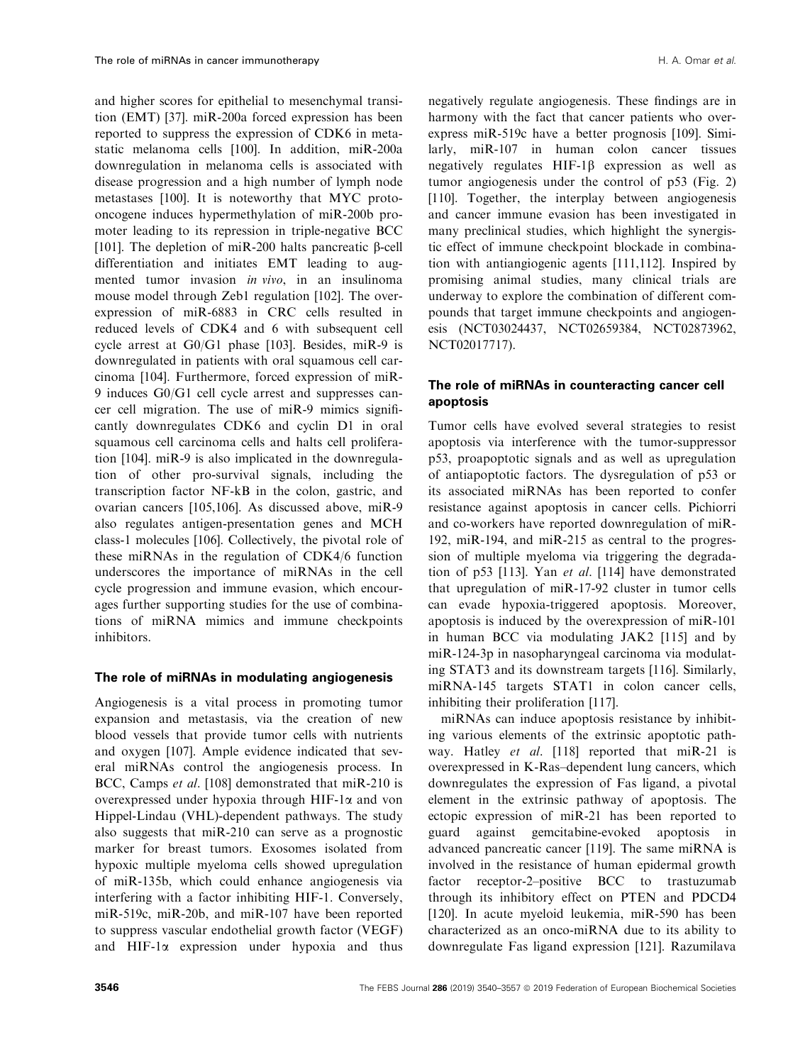and higher scores for epithelial to mesenchymal transition (EMT) [37]. miR-200a forced expression has been reported to suppress the expression of CDK6 in metastatic melanoma cells [100]. In addition, miR-200a downregulation in melanoma cells is associated with disease progression and a high number of lymph node metastases [100]. It is noteworthy that MYC proto-oncogene induces hypermethylation of miR-200b promoter leading to its repression in triple-negative BCC [101]. The depletion of miR-200 halts pancreatic β-cell differentiation and initiates EMT leading to augmented tumor invasion *in vivo*, in an insulinoma mouse model through Zeb1 regulation [102]. The overexpression of miR-6883 in CRC cells resulted in reduced levels of CDK4 and 6 with subsequent cell cycle arrest at G0/G1 phase [103]. Besides, miR-9 is downregulated in patients with oral squamous cell carcinoma [104]. Furthermore, forced expression of miR-9 induces G0/G1 cell cycle arrest and suppresses cancer cell migration. The use of miR-9 mimics significantly downregulates CDK6 and cyclin D1 in oral squamous cell carcinoma cells and halts cell proliferation [104]. miR-9 is also implicated in the downregulation of other pro-survival signals, including the transcription factor NF-kB in the colon, gastric, and ovarian cancers [105,106]. As discussed above, miR-9 also regulates antigen-presentation genes and MCH class-1 molecules [106]. Collectively, the pivotal role of these miRNAs in the regulation of CDK4/6 function underscores the importance of miRNAs in the cell cycle progression and immune evasion, which encourages further supporting studies for the use of combinations of miRNA mimics and immune checkpoints inhibitors.

### The role of miRNAs in modulating angiogenesis

Angiogenesis is a vital process in promoting tumor expansion and metastasis, via the creation of new blood vessels that provide tumor cells with nutrients and oxygen [107]. Ample evidence indicated that several miRNAs control the angiogenesis process. In BCC, Camps *et al*. [108] demonstrated that miR-210 is overexpressed under hypoxia through HIF-1α and von Hippel-Lindau (VHL)-dependent pathways. The study also suggests that miR-210 can serve as a prognostic marker for breast tumors. Exosomes isolated from hypoxic multiple myeloma cells showed upregulation of miR-135b, which could enhance angiogenesis via interfering with a factor inhibiting HIF-1. Conversely, miR-519c, miR-20b, and miR-107 have been reported to suppress vascular endothelial growth factor (VEGF) and HIF-1α expression under hypoxia and thus negatively regulate angiogenesis. These findings are in harmony with the fact that cancer patients who overexpress miR-519c have a better prognosis [109]. Similarly, miR-107 in human colon cancer tissues negatively regulates HIF-1β expression as well as tumor angiogenesis under the control of p53 (Fig. 2) [110]. Together, the interplay between angiogenesis and cancer immune evasion has been investigated in many preclinical studies, which highlight the synergistic effect of immune checkpoint blockade in combination with antiangiogenic agents [111,112]. Inspired by promising animal studies, many clinical trials are underway to explore the combination of different compounds that target immune checkpoints and angiogenesis (NCT03024437, NCT02659384, NCT02873962, NCT02017717).

### The role of miRNAs in counteracting cancer cell apoptosis

Tumor cells have evolved several strategies to resist apoptosis via interference with the tumor-suppressor p53, proapoptotic signals and as well as upregulation of antiapoptotic factors. The dysregulation of p53 or its associated miRNAs has been reported to confer resistance against apoptosis in cancer cells. Pichiorri and co-workers have reported downregulation of miR-192, miR-194, and miR-215 as central to the progression of multiple myeloma via triggering the degradation of p53 [113]. Yan *et al*. [114] have demonstrated that upregulation of miR-17-92 cluster in tumor cells can evade hypoxia-triggered apoptosis. Moreover, apoptosis is induced by the overexpression of miR-101 in human BCC via modulating JAK2 [115] and by miR-124-3p in nasopharyngeal carcinoma via modulating STAT3 and its downstream targets [116]. Similarly, miRNA-145 targets STAT1 in colon cancer cells, inhibiting their proliferation [117].

miRNAs can induce apoptosis resistance by inhibiting various elements of the extrinsic apoptotic pathway. Hatley *et al*. [118] reported that miR-21 is overexpressed in K-Ras–dependent lung cancers, which downregulates the expression of Fas ligand, a pivotal element in the extrinsic pathway of apoptosis. The ectopic expression of miR-21 has been reported to guard against gemcitabine-evoked apoptosis in advanced pancreatic cancer [119]. The same miRNA is involved in the resistance of human epidermal growth factor receptor-2–positive BCC to trastuzumab through its inhibitory effect on PTEN and PDCD4 [120]. In acute myeloid leukemia, miR-590 has been characterized as an onco-miRNA due to its ability to downregulate Fas ligand expression [121]. Razumilava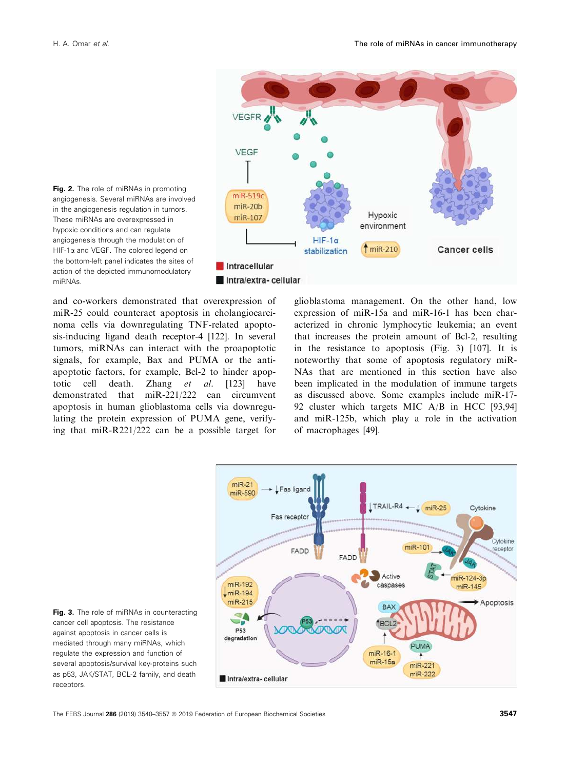**Fig. 2.** The role of miRNAs in promoting angiogenesis. Several miRNAs are involved in the angiogenesis regulation in tumors. These miRNAs are overexpressed in hypoxic conditions and can regulate angiogenesis through the modulation of HIF-1α and VEGF. The colored legend on the bottom-left panel indicates the sites of action of the depicted immunomodulatory miRNAs.

and co-workers demonstrated that overexpression of miR-25 could counteract apoptosis in cholangiocarcinoma cells via downregulating TNF-related apoptosis-inducing ligand death receptor-4 [122]. In several tumors, miRNAs can interact with the proapoptotic signals, for example, Bax and PUMA or the anti-apoptotic factors, for example, Bcl-2 to hinder apoptotic cell death. Zhang *et al.* [123] have demonstrated that miR-221/222 can circumvent apoptosis in human glioblastoma cells via downregulating the protein expression of PUMA gene, verifying that miR-R221/222 can be a possible target for glioblastoma management. On the other hand, low expression of miR-15a and miR-16-1 has been characterized in chronic lymphocytic leukemia; an event that increases the protein amount of Bcl-2, resulting in the resistance to apoptosis (Fig. 3) [107]. It is noteworthy that some of apoptosis regulatory miRNAs that are mentioned in this section have also been implicated in the modulation of immune targets as discussed above. Some examples include miR-17-92 cluster which targets MIC A/B in HCC [93,94] and miR-125b, which play a role in the activation of macrophages [49].

**Fig. 3.** The role of miRNAs in counteracting cancer cell apoptosis. The resistance against apoptosis in cancer cells is mediated through many miRNAs, which regulate the expression and function of several apoptosis/survival key-proteins such as p53, JAK/STAT, BCL-2 family, and death receptors.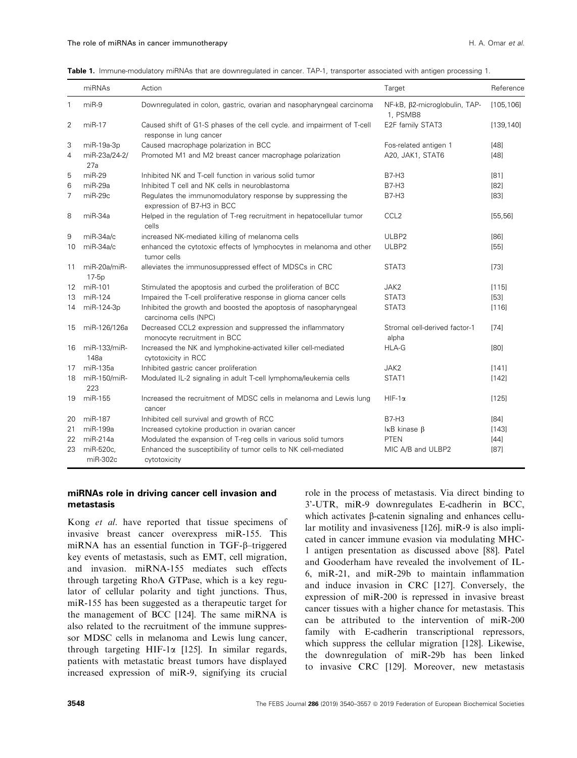**Table 1.** Immune-modulatory miRNAs that are downregulated in cancer. TAP-1, transporter associated with antigen processing 1.

| | miRNAs | Action | Target | Reference |
|---|---|---|---|---|
| 1 | miR-9 | Downregulated in colon, gastric, ovarian and nasopharyngeal carcinoma | NF-κB, β2-microglobulin, TAP-1, PSMB8 | [105,106] |
| 2 | miR-17 | Caused shift of G1-S phases of the cell cycle. and impairment of T-cell response in lung cancer | E2F family STAT3 | [139,140] |
| 3 | miR-19a-3p | Caused macrophage polarization in BCC | Fos-related antigen 1 | [48] |
| 4 | miR-23a/24-2/27a | Promoted M1 and M2 breast cancer macrophage polarization | A20, JAK1, STAT6 | [48] |
| 5 | miR-29 | Inhibited NK and T-cell function in various solid tumor | B7-H3 | [81] |
| 6 | miR-29a | Inhibited T cell and NK cells in neuroblastoma | B7-H3 | [82] |
| 7 | miR-29c | Regulates the immunomodulatory response by suppressing the expression of B7-H3 in BCC | B7-H3 | [83] |
| 8 | miR-34a | Helped in the regulation of T-reg recruitment in hepatocellular tumor cells | CCL2 | [55,56] |
| 9 | miR-34a/c | increased NK-mediated killing of melanoma cells | ULBP2 | [86] |
| 10 | miR-34a/c | enhanced the cytotoxic effects of lymphocytes in melanoma and other tumor cells | ULBP2 | [55] |
| 11 | miR-20a/miR-17-5p | alleviates the immunosuppressed effect of MDSCs in CRC | STAT3 | [73] |
| 12 | miR-101 | Stimulated the apoptosis and curbed the proliferation of BCC | JAK2 | [115] |
| 13 | miR-124 | Impaired the T-cell proliferative response in glioma cancer cells | STAT3 | [53] |
| 14 | miR-124-3p | Inhibited the growth and boosted the apoptosis of nasopharyngeal carcinoma cells (NPC) | STAT3 | [116] |
| 15 | miR-126/126a | Decreased CCL2 expression and suppressed the inflammatory monocyte recruitment in BCC | Stromal cell-derived factor-1 alpha | [74] |
| 16 | miR-133/miR-148a | Increased the NK and lymphokine-activated killer cell-mediated cytotoxicity in RCC | HLA-G | [80] |
| 17 | miR-135a | Inhibited gastric cancer proliferation | JAK2 | [141] |
| 18 | miR-150/miR-223 | Modulated IL-2 signaling in adult T-cell lymphoma/leukemia cells | STAT1 | [142] |
| 19 | miR-155 | Increased the recruitment of MDSC cells in melanoma and Lewis lung cancer | HIF-1α | [125] |
| 20 | miR-187 | Inhibited cell survival and growth of RCC | B7-H3 | [84] |
| 21 | miR-199a | Increased cytokine production in ovarian cancer | IκB kinase β | [143] |
| 22 | miR-214a | Modulated the expansion of T-reg cells in various solid tumors | PTEN | [44] |
| 23 | miR-520c, miR-302c | Enhanced the susceptibility of tumor cells to NK cell-mediated cytotoxicity | MIC A/B and ULBP2 | [87] |

## miRNAs role in driving cancer cell invasion and metastasis

Kong *et al*. have reported that tissue specimens of invasive breast cancer overexpress miR-155. This miRNA has an essential function in TGF-β–triggered key events of metastasis, such as EMT, cell migration, and invasion. miRNA-155 mediates such effects through targeting RhoA GTPase, which is a key regulator of cellular polarity and tight junctions. Thus, miR-155 has been suggested as a therapeutic target for the management of BCC [124]. The same miRNA is also related to the recruitment of the immune suppressor MDSC cells in melanoma and Lewis lung cancer, through targeting HIF-1α [125]. In similar regards, patients with metastatic breast tumors have displayed increased expression of miR-9, signifying its crucial role in the process of metastasis. Via direct binding to 3'-UTR, miR-9 downregulates E-cadherin in BCC, which activates β-catenin signaling and enhances cellular motility and invasiveness [126]. miR-9 is also implicated in cancer immune evasion via modulating MHC-1 antigen presentation as discussed above [88]. Patel and Gooderham have revealed the involvement of IL-6, miR-21, and miR-29b to maintain inflammation and induce invasion in CRC [127]. Conversely, the expression of miR-200 is repressed in invasive breast cancer tissues with a higher chance for metastasis. This can be attributed to the intervention of miR-200 family with E-cadherin transcriptional repressors, which suppress the cellular migration [128]. Likewise, the downregulation of miR-29b has been linked to invasive CRC [129]. Moreover, new metastasis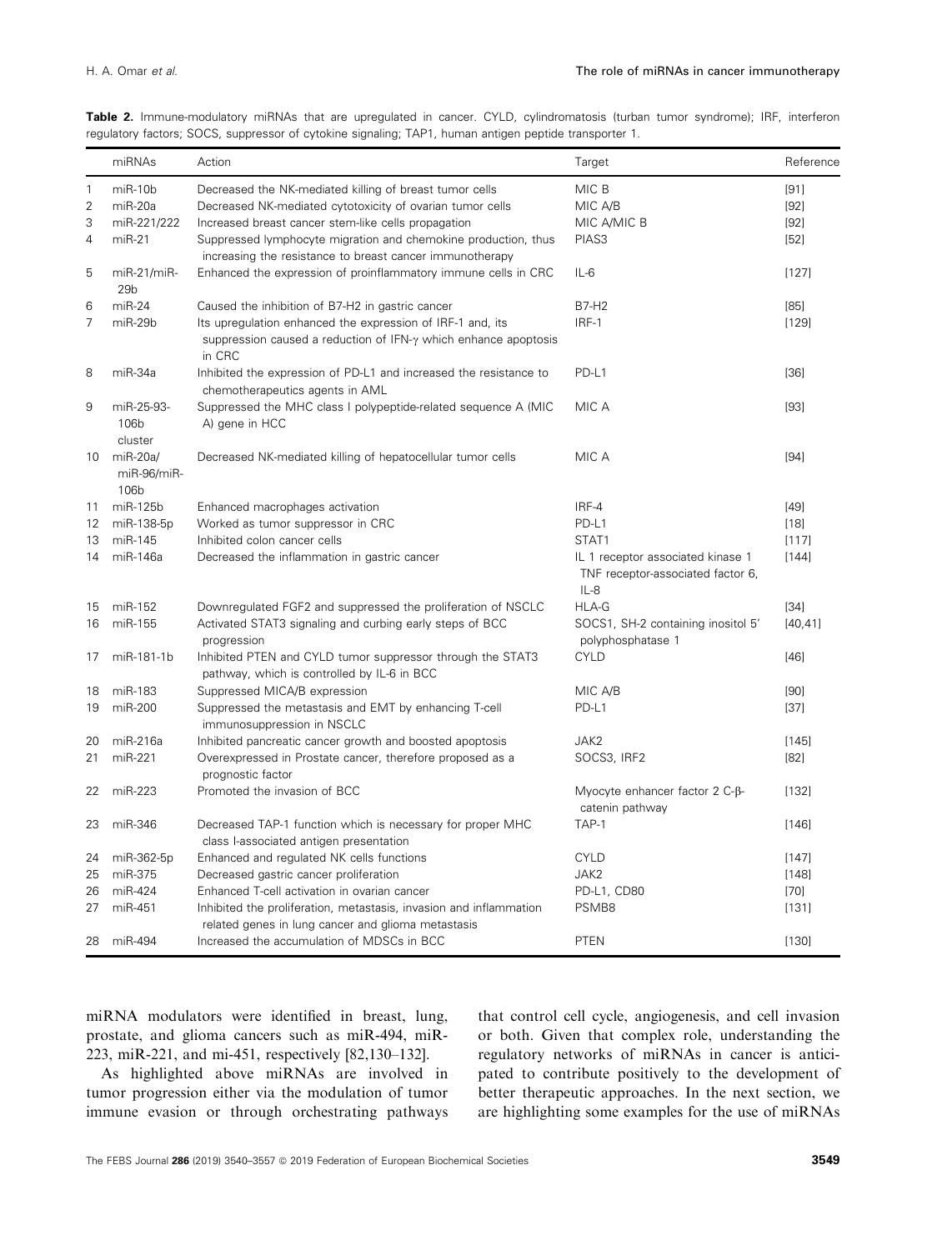**Table 2.** Immune-modulatory miRNAs that are upregulated in cancer. CYLD, cylindromatosis (turban tumor syndrome); IRF, interferon regulatory factors; SOCS, suppressor of cytokine signaling; TAP1, human antigen peptide transporter 1.

| | miRNAs | Action | Target | Reference |
|---|---|---|---|---|
| 1 | miR-10b | Decreased the NK-mediated killing of breast tumor cells | MIC B | [91] |
| 2 | miR-20a | Decreased NK-mediated cytotoxicity of ovarian tumor cells | MIC A/B | [92] |
| 3 | miR-221/222 | Increased breast cancer stem-like cells propagation | MIC A/MIC B | [92] |
| 4 | miR-21 | Suppressed lymphocyte migration and chemokine production, thus increasing the resistance to breast cancer immunotherapy | PIAS3 | [52] |
| 5 | miR-21/miR-29b | Enhanced the expression of proinflammatory immune cells in CRC | IL-6 | [127] |
| 6 | miR-24 | Caused the inhibition of B7-H2 in gastric cancer | B7-H2 | [85] |
| 7 | miR-29b | Its upregulation enhanced the expression of IRF-1 and, its suppression caused a reduction of IFN-γ which enhance apoptosis in CRC | IRF-1 | [129] |
| 8 | miR-34a | Inhibited the expression of PD-L1 and increased the resistance to chemotherapeutics agents in AML | PD-L1 | [36] |
| 9 | miR-25-93-106b cluster | Suppressed the MHC class I polypeptide-related sequence A (MIC A) gene in HCC | MIC A | [93] |
| 10 | miR-20a/miR-96/miR-106b | Decreased NK-mediated killing of hepatocellular tumor cells | MIC A | [94] |
| 11 | miR-125b | Enhanced macrophages activation | IRF-4 | [49] |
| 12 | miR-138-5p | Worked as tumor suppressor in CRC | PD-L1 | [18] |
| 13 | miR-145 | Inhibited colon cancer cells | STAT1 | [117] |
| 14 | miR-146a | Decreased the inflammation in gastric cancer | IL 1 receptor associated kinase 1 TNF receptor-associated factor 6, IL-8 | [144] |
| 15 | miR-152 | Downregulated FGF2 and suppressed the proliferation of NSCLC | HLA-G | [34] |
| 16 | miR-155 | Activated STAT3 signaling and curbing early steps of BCC progression | SOCS1, SH-2 containing inositol 5′ polyphosphatase 1 | [40,41] |
| 17 | miR-181-1b | Inhibited PTEN and CYLD tumor suppressor through the STAT3 pathway, which is controlled by IL-6 in BCC | CYLD | [46] |
| 18 | miR-183 | Suppressed MICA/B expression | MIC A/B | [90] |
| 19 | miR-200 | Suppressed the metastasis and EMT by enhancing T-cell immunosuppression in NSCLC | PD-L1 | [37] |
| 20 | miR-216a | Inhibited pancreatic cancer growth and boosted apoptosis | JAK2 | [145] |
| 21 | miR-221 | Overexpressed in Prostate cancer, therefore proposed as a prognostic factor | SOCS3, IRF2 | [82] |
| 22 | miR-223 | Promoted the invasion of BCC | Myocyte enhancer factor 2 C-β-catenin pathway | [132] |
| 23 | miR-346 | Decreased TAP-1 function which is necessary for proper MHC class I-associated antigen presentation | TAP-1 | [146] |
| 24 | miR-362-5p | Enhanced and regulated NK cells functions | CYLD | [147] |
| 25 | miR-375 | Decreased gastric cancer proliferation | JAK2 | [148] |
| 26 | miR-424 | Enhanced T-cell activation in ovarian cancer | PD-L1, CD80 | [70] |
| 27 | miR-451 | Inhibited the proliferation, metastasis, invasion and inflammation related genes in lung cancer and glioma metastasis | PSMB8 | [131] |
| 28 | miR-494 | Increased the accumulation of MDSCs in BCC | PTEN | [130] |

miRNA modulators were identified in breast, lung, prostate, and glioma cancers such as miR-494, miR-223, miR-221, and mi-451, respectively [82,130–132].

As highlighted above miRNAs are involved in tumor progression either via the modulation of tumor immune evasion or through orchestrating pathways that control cell cycle, angiogenesis, and cell invasion or both. Given that complex role, understanding the regulatory networks of miRNAs in cancer is anticipated to contribute positively to the development of better therapeutic approaches. In the next section, we are highlighting some examples for the use of miRNAs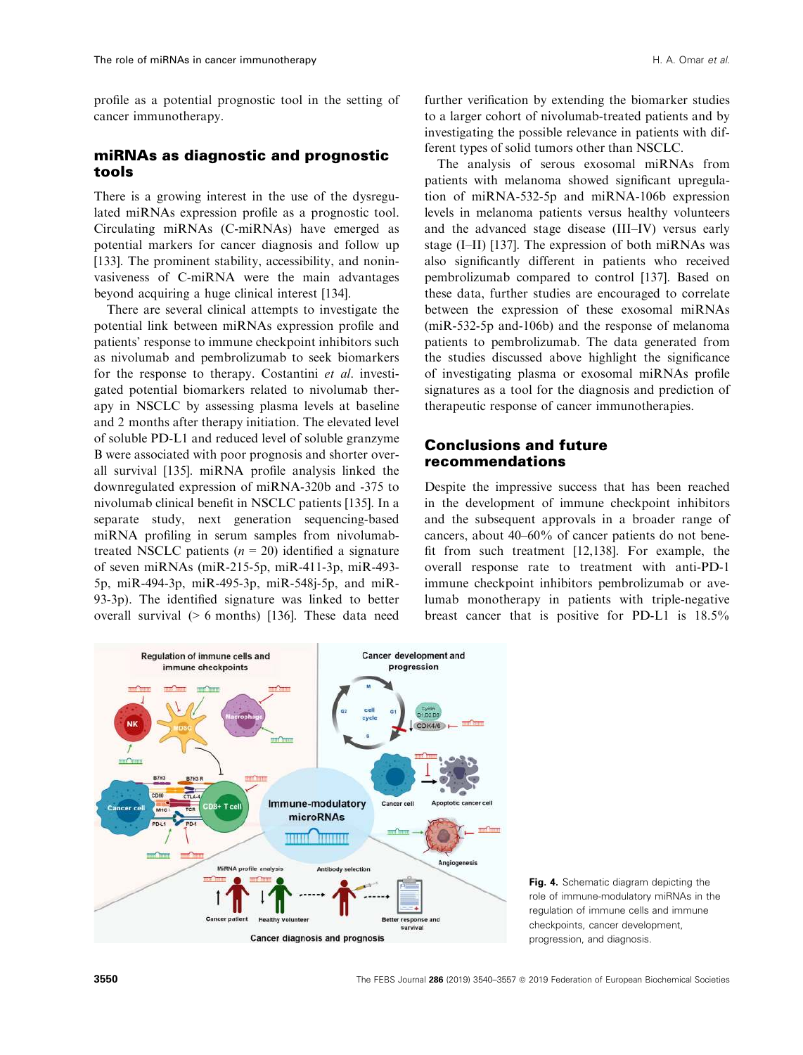profile as a potential prognostic tool in the setting of cancer immunotherapy.

## miRNAs as diagnostic and prognostic tools

There is a growing interest in the use of the dysregulated miRNAs expression profile as a prognostic tool. Circulating miRNAs (C-miRNAs) have emerged as potential markers for cancer diagnosis and follow up [133]. The prominent stability, accessibility, and noninvasiveness of C-miRNA were the main advantages beyond acquiring a huge clinical interest [134].

There are several clinical attempts to investigate the potential link between miRNAs expression profile and patients' response to immune checkpoint inhibitors such as nivolumab and pembrolizumab to seek biomarkers for the response to therapy. Costantini *et al.* investigated potential biomarkers related to nivolumab therapy in NSCLC by assessing plasma levels at baseline and 2 months after therapy initiation. The elevated level of soluble PD-L1 and reduced level of soluble granzyme B were associated with poor prognosis and shorter overall survival [135]. miRNA profile analysis linked the downregulated expression of miRNA-320b and -375 to nivolumab clinical benefit in NSCLC patients [135]. In a separate study, next generation sequencing-based miRNA profiling in serum samples from nivolumab-treated NSCLC patients ($n$ = 20) identified a signature of seven miRNAs (miR-215-5p, miR-411-3p, miR-493-5p, miR-494-3p, miR-495-3p, miR-548j-5p, and miR-93-3p). The identified signature was linked to better overall survival (> 6 months) [136]. These data need further verification by extending the biomarker studies to a larger cohort of nivolumab-treated patients and by investigating the possible relevance in patients with different types of solid tumors other than NSCLC.

The analysis of serous exosomal miRNAs from patients with melanoma showed significant upregulation of miRNA-532-5p and miRNA-106b expression levels in melanoma patients versus healthy volunteers and the advanced stage disease (III–IV) versus early stage (I–II) [137]. The expression of both miRNAs was also significantly different in patients who received pembrolizumab compared to control [137]. Based on these data, further studies are encouraged to correlate between the expression of these exosomal miRNAs (miR-532-5p and-106b) and the response of melanoma patients to pembrolizumab. The data generated from the studies discussed above highlight the significance of investigating plasma or exosomal miRNAs profile signatures as a tool for the diagnosis and prediction of therapeutic response of cancer immunotherapies.

## Conclusions and future recommendations

Despite the impressive success that has been reached in the development of immune checkpoint inhibitors and the subsequent approvals in a broader range of cancers, about 40–60% of cancer patients do not benefit from such treatment [12,138]. For example, the overall response rate to treatment with anti-PD-1 immune checkpoint inhibitors pembrolizumab or avelumab monotherapy in patients with triple-negative breast cancer that is positive for PD-L1 is 18.5%

Fig. 4. Schematic diagram depicting the role of immune-modulatory miRNAs in the regulation of immune cells and immune checkpoints, cancer development, progression, and diagnosis.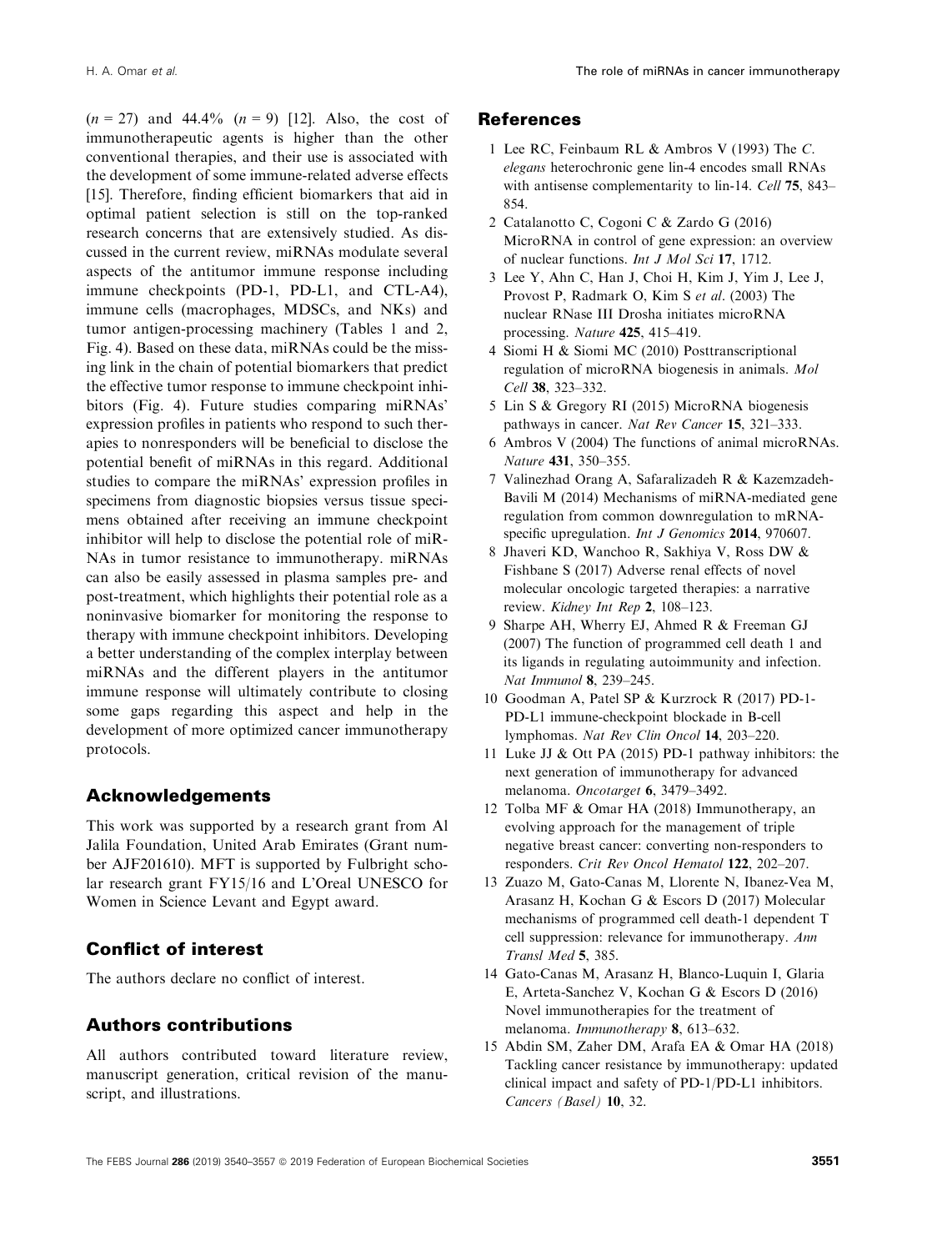($n = 27$) and 44.4% ($n = 9$) [12]. Also, the cost of immunotherapeutic agents is higher than the other conventional therapies, and their use is associated with the development of some immune-related adverse effects [15]. Therefore, finding efficient biomarkers that aid in optimal patient selection is still on the top-ranked research concerns that are extensively studied. As discussed in the current review, miRNAs modulate several aspects of the antitumor immune response including immune checkpoints (PD-1, PD-L1, and CTL-A4), immune cells (macrophages, MDSCs, and NKs) and tumor antigen-processing machinery (Tables 1 and 2, Fig. 4). Based on these data, miRNAs could be the missing link in the chain of potential biomarkers that predict the effective tumor response to immune checkpoint inhibitors (Fig. 4). Future studies comparing miRNAs' expression profiles in patients who respond to such therapies to nonresponders will be beneficial to disclose the potential benefit of miRNAs in this regard. Additional studies to compare the miRNAs' expression profiles in specimens from diagnostic biopsies versus tissue specimens obtained after receiving an immune checkpoint inhibitor will help to disclose the potential role of miRNAs in tumor resistance to immunotherapy. miRNAs can also be easily assessed in plasma samples pre- and post-treatment, which highlights their potential role as a noninvasive biomarker for monitoring the response to therapy with immune checkpoint inhibitors. Developing a better understanding of the complex interplay between miRNAs and the different players in the antitumor immune response will ultimately contribute to closing some gaps regarding this aspect and help in the development of more optimized cancer immunotherapy protocols.

## Acknowledgements

This work was supported by a research grant from Al Jalila Foundation, United Arab Emirates (Grant number AJF201610). MFT is supported by Fulbright scholar research grant FY15/16 and L'Oreal UNESCO for Women in Science Levant and Egypt award.

## Conflict of interest

The authors declare no conflict of interest.

## Authors contributions

All authors contributed toward literature review, manuscript generation, critical revision of the manuscript, and illustrations.

## References

1 Lee RC, Feinbaum RL & Ambros V (1993) The *C. elegans* heterochronic gene lin-4 encodes small RNAs with antisense complementarity to lin-14. *Cell* **75**, 843–854.

2 Catalanotto C, Cogoni C & Zardo G (2016) MicroRNA in control of gene expression: an overview of nuclear functions. *Int J Mol Sci* **17**, 1712.

3 Lee Y, Ahn C, Han J, Choi H, Kim J, Yim J, Lee J, Provost P, Radmark O, Kim S *et al*. (2003) The nuclear RNase III Drosha initiates microRNA processing. *Nature* **425**, 415–419.

4 Siomi H & Siomi MC (2010) Posttranscriptional regulation of microRNA biogenesis in animals. *Mol Cell* **38**, 323–332.

5 Lin S & Gregory RI (2015) MicroRNA biogenesis pathways in cancer. *Nat Rev Cancer* **15**, 321–333.

6 Ambros V (2004) The functions of animal microRNAs. *Nature* **431**, 350–355.

7 Valinezhad Orang A, Safaralizadeh R & Kazemzadeh-Bavili M (2014) Mechanisms of miRNA-mediated gene regulation from common downregulation to mRNA-specific upregulation. *Int J Genomics* **2014**, 970607.

8 Jhaveri KD, Wanchoo R, Sakhiya V, Ross DW & Fishbane S (2017) Adverse renal effects of novel molecular oncologic targeted therapies: a narrative review. *Kidney Int Rep* **2**, 108–123.

9 Sharpe AH, Wherry EJ, Ahmed R & Freeman GJ (2007) The function of programmed cell death 1 and its ligands in regulating autoimmunity and infection. *Nat Immunol* **8**, 239–245.

10 Goodman A, Patel SP & Kurzrock R (2017) PD-1-PD-L1 immune-checkpoint blockade in B-cell lymphomas. *Nat Rev Clin Oncol* **14**, 203–220.

11 Luke JJ & Ott PA (2015) PD-1 pathway inhibitors: the next generation of immunotherapy for advanced melanoma. *Oncotarget* **6**, 3479–3492.

12 Tolba MF & Omar HA (2018) Immunotherapy, an evolving approach for the management of triple negative breast cancer: converting non-responders to responders. *Crit Rev Oncol Hematol* **122**, 202–207.

13 Zuazo M, Gato-Canas M, Llorente N, Ibanez-Vea M, Arasanz H, Kochan G & Escors D (2017) Molecular mechanisms of programmed cell death-1 dependent T cell suppression: relevance for immunotherapy. *Ann Transl Med* **5**, 385.

14 Gato-Canas M, Arasanz H, Blanco-Luquin I, Glaria E, Arteta-Sanchez V, Kochan G & Escors D (2016) Novel immunotherapies for the treatment of melanoma. *Immunotherapy* **8**, 613–632.

15 Abdin SM, Zaher DM, Arafa EA & Omar HA (2018) Tackling cancer resistance by immunotherapy: updated clinical impact and safety of PD-1/PD-L1 inhibitors. *Cancers (Basel)* **10**, 32.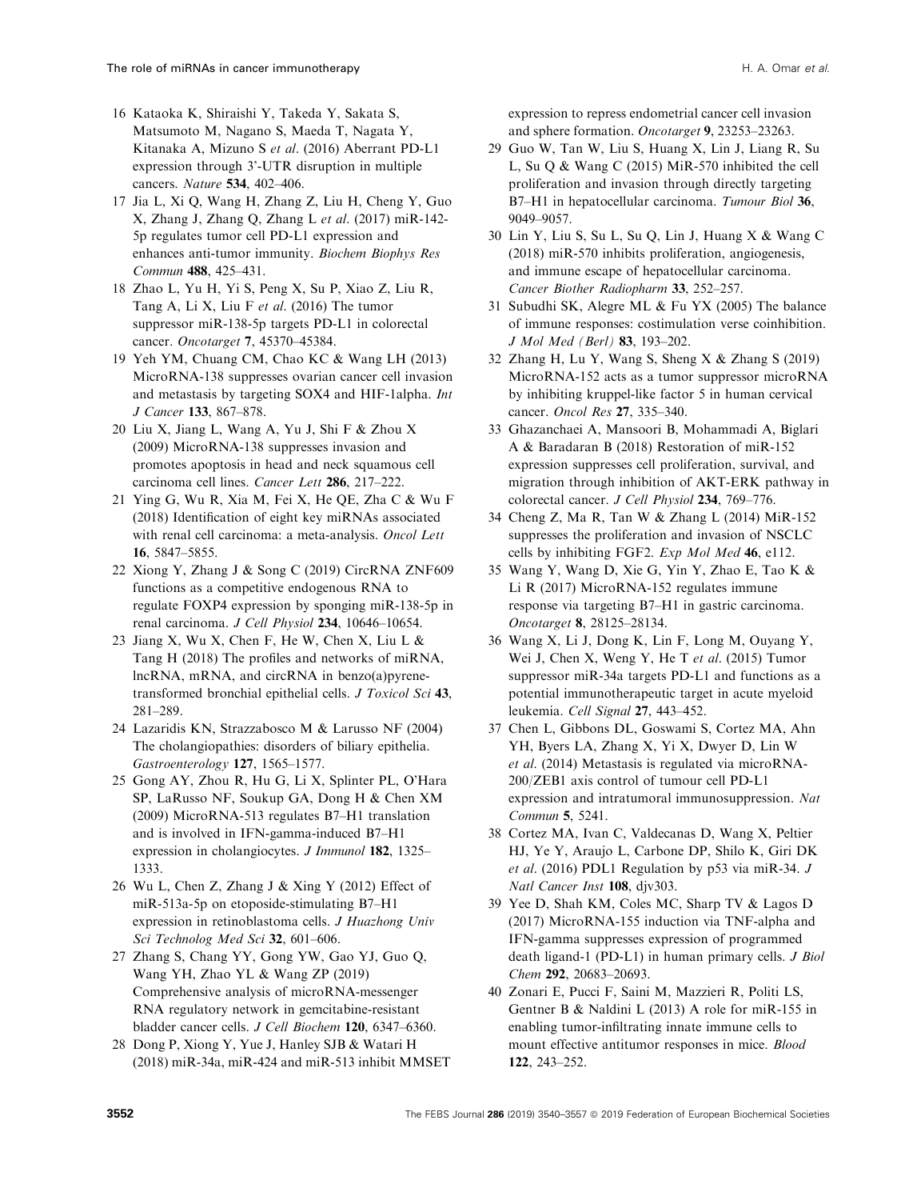16 Kataoka K, Shiraishi Y, Takeda Y, Sakata S, Matsumoto M, Nagano S, Maeda T, Nagata Y, Kitanaka A, Mizuno S *et al*. (2016) Aberrant PD-L1 expression through 3'-UTR disruption in multiple cancers. *Nature* **534**, 402–406.

17 Jia L, Xi Q, Wang H, Zhang Z, Liu H, Cheng Y, Guo X, Zhang J, Zhang Q, Zhang L *et al*. (2017) miR-142-5p regulates tumor cell PD-L1 expression and enhances anti-tumor immunity. *Biochem Biophys Res Commun* **488**, 425–431.

18 Zhao L, Yu H, Yi S, Peng X, Su P, Xiao Z, Liu R, Tang A, Li X, Liu F *et al*. (2016) The tumor suppressor miR-138-5p targets PD-L1 in colorectal cancer. *Oncotarget* **7**, 45370–45384.

19 Yeh YM, Chuang CM, Chao KC & Wang LH (2013) MicroRNA-138 suppresses ovarian cancer cell invasion and metastasis by targeting SOX4 and HIF-1alpha. *Int J Cancer* **133**, 867–878.

20 Liu X, Jiang L, Wang A, Yu J, Shi F & Zhou X (2009) MicroRNA-138 suppresses invasion and promotes apoptosis in head and neck squamous cell carcinoma cell lines. *Cancer Lett* **286**, 217–222.

21 Ying G, Wu R, Xia M, Fei X, He QE, Zha C & Wu F (2018) Identification of eight key miRNAs associated with renal cell carcinoma: a meta-analysis. *Oncol Lett* **16**, 5847–5855.

22 Xiong Y, Zhang J & Song C (2019) CircRNA ZNF609 functions as a competitive endogenous RNA to regulate FOXP4 expression by sponging miR-138-5p in renal carcinoma. *J Cell Physiol* **234**, 10646–10654.

23 Jiang X, Wu X, Chen F, He W, Chen X, Liu L & Tang H (2018) The profiles and networks of miRNA, lncRNA, mRNA, and circRNA in benzo(a)pyrene-transformed bronchial epithelial cells. *J Toxicol Sci* **43**, 281–289.

24 Lazaridis KN, Strazzabosco M & Larusso NF (2004) The cholangiopathies: disorders of biliary epithelia. *Gastroenterology* **127**, 1565–1577.

25 Gong AY, Zhou R, Hu G, Li X, Splinter PL, O'Hara SP, LaRusso NF, Soukup GA, Dong H & Chen XM (2009) MicroRNA-513 regulates B7–H1 translation and is involved in IFN-gamma-induced B7–H1 expression in cholangiocytes. *J Immunol* **182**, 1325–1333.

26 Wu L, Chen Z, Zhang J & Xing Y (2012) Effect of miR-513a-5p on etoposide-stimulating B7–H1 expression in retinoblastoma cells. *J Huazhong Univ Sci Technolog Med Sci* **32**, 601–606.

27 Zhang S, Chang YY, Gong YW, Gao YJ, Guo Q, Wang YH, Zhao YL & Wang ZP (2019) Comprehensive analysis of microRNA-messenger RNA regulatory network in gemcitabine-resistant bladder cancer cells. *J Cell Biochem* **120**, 6347–6360.

28 Dong P, Xiong Y, Yue J, Hanley SJB & Watari H (2018) miR-34a, miR-424 and miR-513 inhibit MMSET expression to repress endometrial cancer cell invasion and sphere formation. *Oncotarget* **9**, 23253–23263.

29 Guo W, Tan W, Liu S, Huang X, Lin J, Liang R, Su L, Su Q & Wang C (2015) MiR-570 inhibited the cell proliferation and invasion through directly targeting B7–H1 in hepatocellular carcinoma. *Tumour Biol* **36**, 9049–9057.

30 Lin Y, Liu S, Su L, Su Q, Lin J, Huang X & Wang C (2018) miR-570 inhibits proliferation, angiogenesis, and immune escape of hepatocellular carcinoma. *Cancer Biother Radiopharm* **33**, 252–257.

31 Subudhi SK, Alegre ML & Fu YX (2005) The balance of immune responses: costimulation verse coinhibition. *J Mol Med (Berl)* **83**, 193–202.

32 Zhang H, Lu Y, Wang S, Sheng X & Zhang S (2019) MicroRNA-152 acts as a tumor suppressor microRNA by inhibiting kruppel-like factor 5 in human cervical cancer. *Oncol Res* **27**, 335–340.

33 Ghazanchaei A, Mansoori B, Mohammadi A, Biglari A & Baradaran B (2018) Restoration of miR-152 expression suppresses cell proliferation, survival, and migration through inhibition of AKT-ERK pathway in colorectal cancer. *J Cell Physiol* **234**, 769–776.

34 Cheng Z, Ma R, Tan W & Zhang L (2014) MiR-152 suppresses the proliferation and invasion of NSCLC cells by inhibiting FGF2. *Exp Mol Med* **46**, e112.

35 Wang Y, Wang D, Xie G, Yin Y, Zhao E, Tao K & Li R (2017) MicroRNA-152 regulates immune response via targeting B7–H1 in gastric carcinoma. *Oncotarget* **8**, 28125–28134.

36 Wang X, Li J, Dong K, Lin F, Long M, Ouyang Y, Wei J, Chen X, Weng Y, He T *et al*. (2015) Tumor suppressor miR-34a targets PD-L1 and functions as a potential immunotherapeutic target in acute myeloid leukemia. *Cell Signal* **27**, 443–452.

37 Chen L, Gibbons DL, Goswami S, Cortez MA, Ahn YH, Byers LA, Zhang X, Yi X, Dwyer D, Lin W *et al*. (2014) Metastasis is regulated via microRNA-200/ZEB1 axis control of tumour cell PD-L1 expression and intratumoral immunosuppression. *Nat Commun* **5**, 5241.

38 Cortez MA, Ivan C, Valdecanas D, Wang X, Peltier HJ, Ye Y, Araujo L, Carbone DP, Shilo K, Giri DK *et al*. (2016) PDL1 Regulation by p53 via miR-34. *J Natl Cancer Inst* **108**, djv303.

39 Yee D, Shah KM, Coles MC, Sharp TV & Lagos D (2017) MicroRNA-155 induction via TNF-alpha and IFN-gamma suppresses expression of programmed death ligand-1 (PD-L1) in human primary cells. *J Biol Chem* **292**, 20683–20693.

40 Zonari E, Pucci F, Saini M, Mazzieri R, Politi LS, Gentner B & Naldini L (2013) A role for miR-155 in enabling tumor-infiltrating innate immune cells to mount effective antitumor responses in mice. *Blood* **122**, 243–252.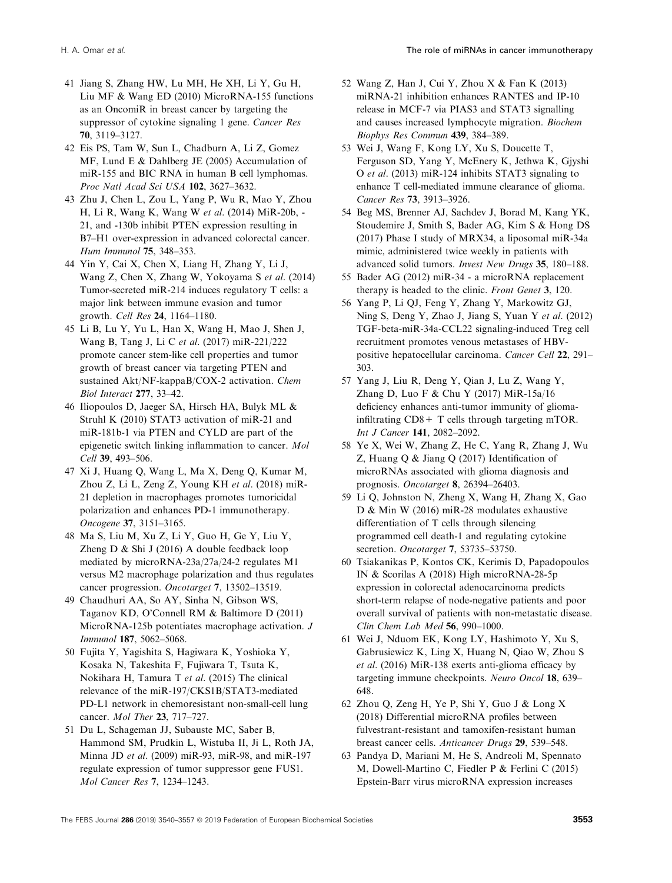41 Jiang S, Zhang HW, Lu MH, He XH, Li Y, Gu H, Liu MF & Wang ED (2010) MicroRNA-155 functions as an OncomiR in breast cancer by targeting the suppressor of cytokine signaling 1 gene. *Cancer Res* **70**, 3119–3127.

42 Eis PS, Tam W, Sun L, Chadburn A, Li Z, Gomez MF, Lund E & Dahlberg JE (2005) Accumulation of miR-155 and BIC RNA in human B cell lymphomas. *Proc Natl Acad Sci USA* **102**, 3627–3632.

43 Zhu J, Chen L, Zou L, Yang P, Wu R, Mao Y, Zhou H, Li R, Wang K, Wang W *et al*. (2014) MiR-20b, -21, and -130b inhibit PTEN expression resulting in B7–H1 over-expression in advanced colorectal cancer. *Hum Immunol* **75**, 348–353.

44 Yin Y, Cai X, Chen X, Liang H, Zhang Y, Li J, Wang Z, Chen X, Zhang W, Yokoyama S *et al*. (2014) Tumor-secreted miR-214 induces regulatory T cells: a major link between immune evasion and tumor growth. *Cell Res* **24**, 1164–1180.

45 Li B, Lu Y, Yu L, Han X, Wang H, Mao J, Shen J, Wang B, Tang J, Li C *et al*. (2017) miR-221/222 promote cancer stem-like cell properties and tumor growth of breast cancer via targeting PTEN and sustained Akt/NF-kappaB/COX-2 activation. *Chem Biol Interact* **277**, 33–42.

46 Iliopoulos D, Jaeger SA, Hirsch HA, Bulyk ML & Struhl K (2010) STAT3 activation of miR-21 and miR-181b-1 via PTEN and CYLD are part of the epigenetic switch linking inflammation to cancer. *Mol Cell* **39**, 493–506.

47 Xi J, Huang Q, Wang L, Ma X, Deng Q, Kumar M, Zhou Z, Li L, Zeng Z, Young KH *et al*. (2018) miR-21 depletion in macrophages promotes tumoricidal polarization and enhances PD-1 immunotherapy. *Oncogene* **37**, 3151–3165.

48 Ma S, Liu M, Xu Z, Li Y, Guo H, Ge Y, Liu Y, Zheng D & Shi J (2016) A double feedback loop mediated by microRNA-23a/27a/24-2 regulates M1 versus M2 macrophage polarization and thus regulates cancer progression. *Oncotarget* **7**, 13502–13519.

49 Chaudhuri AA, So AY, Sinha N, Gibson WS, Taganov KD, O'Connell RM & Baltimore D (2011) MicroRNA-125b potentiates macrophage activation. *J Immunol* **187**, 5062–5068.

50 Fujita Y, Yagishita S, Hagiwara K, Yoshioka Y, Kosaka N, Takeshita F, Fujiwara T, Tsuta K, Nokihara H, Tamura T *et al*. (2015) The clinical relevance of the miR-197/CKS1B/STAT3-mediated PD-L1 network in chemoresistant non-small-cell lung cancer. *Mol Ther* **23**, 717–727.

51 Du L, Schageman JJ, Subauste MC, Saber B, Hammond SM, Prudkin L, Wistuba II, Ji L, Roth JA, Minna JD *et al*. (2009) miR-93, miR-98, and miR-197 regulate expression of tumor suppressor gene FUS1. *Mol Cancer Res* **7**, 1234–1243.

52 Wang Z, Han J, Cui Y, Zhou X & Fan K (2013) miRNA-21 inhibition enhances RANTES and IP-10 release in MCF-7 via PIAS3 and STAT3 signalling and causes increased lymphocyte migration. *Biochem Biophys Res Commun* **439**, 384–389.

53 Wei J, Wang F, Kong LY, Xu S, Doucette T, Ferguson SD, Yang Y, McEnery K, Jethwa K, Gjyshi O *et al*. (2013) miR-124 inhibits STAT3 signaling to enhance T cell-mediated immune clearance of glioma. *Cancer Res* **73**, 3913–3926.

54 Beg MS, Brenner AJ, Sachdev J, Borad M, Kang YK, Stoudemire J, Smith S, Bader AG, Kim S & Hong DS (2017) Phase I study of MRX34, a liposomal miR-34a mimic, administered twice weekly in patients with advanced solid tumors. *Invest New Drugs* **35**, 180–188.

55 Bader AG (2012) miR-34 - a microRNA replacement therapy is headed to the clinic. *Front Genet* **3**, 120.

56 Yang P, Li QJ, Feng Y, Zhang Y, Markowitz GJ, Ning S, Deng Y, Zhao J, Jiang S, Yuan Y *et al*. (2012) TGF-beta-miR-34a-CCL22 signaling-induced Treg cell recruitment promotes venous metastases of HBV-positive hepatocellular carcinoma. *Cancer Cell* **22**, 291–303.

57 Yang J, Liu R, Deng Y, Qian J, Lu Z, Wang Y, Zhang D, Luo F & Chu Y (2017) MiR-15a/16 deficiency enhances anti-tumor immunity of glioma-infiltrating CD8+ T cells through targeting mTOR. *Int J Cancer* **141**, 2082–2092.

58 Ye X, Wei W, Zhang Z, He C, Yang R, Zhang J, Wu Z, Huang Q & Jiang Q (2017) Identification of microRNAs associated with glioma diagnosis and prognosis. *Oncotarget* **8**, 26394–26403.

59 Li Q, Johnston N, Zheng X, Wang H, Zhang X, Gao D & Min W (2016) miR-28 modulates exhaustive differentiation of T cells through silencing programmed cell death-1 and regulating cytokine secretion. *Oncotarget* **7**, 53735–53750.

60 Tsiakanikas P, Kontos CK, Kerimis D, Papadopoulos IN & Scorilas A (2018) High microRNA-28-5p expression in colorectal adenocarcinoma predicts short-term relapse of node-negative patients and poor overall survival of patients with non-metastatic disease. *Clin Chem Lab Med* **56**, 990–1000.

61 Wei J, Nduom EK, Kong LY, Hashimoto Y, Xu S, Gabrusiewicz K, Ling X, Huang N, Qiao W, Zhou S *et al*. (2016) MiR-138 exerts anti-glioma efficacy by targeting immune checkpoints. *Neuro Oncol* **18**, 639–648.

62 Zhou Q, Zeng H, Ye P, Shi Y, Guo J & Long X (2018) Differential microRNA profiles between fulvestrant-resistant and tamoxifen-resistant human breast cancer cells. *Anticancer Drugs* **29**, 539–548.

63 Pandya D, Mariani M, He S, Andreoli M, Spennato M, Dowell-Martino C, Fiedler P & Ferlini C (2015) Epstein-Barr virus microRNA expression increases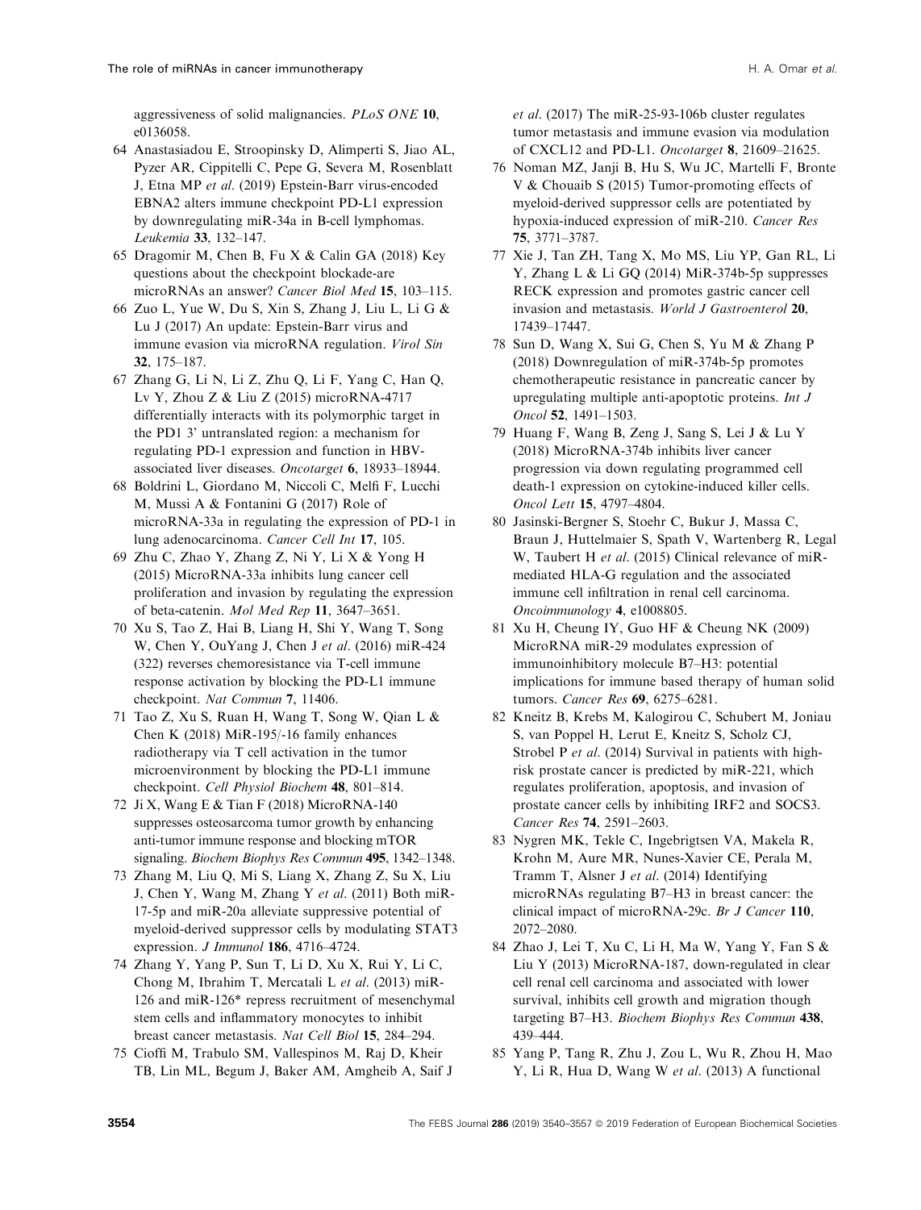aggressiveness of solid malignancies. *PLoS ONE* **10**, e0136058.

64 Anastasiadou E, Stroopinsky D, Alimperti S, Jiao AL, Pyzer AR, Cippitelli C, Pepe G, Severa M, Rosenblatt J, Etna MP *et al*. (2019) Epstein-Barr virus-encoded EBNA2 alters immune checkpoint PD-L1 expression by downregulating miR-34a in B-cell lymphomas. *Leukemia* **33**, 132–147.

65 Dragomir M, Chen B, Fu X & Calin GA (2018) Key questions about the checkpoint blockade-are microRNAs an answer? *Cancer Biol Med* **15**, 103–115.

66 Zuo L, Yue W, Du S, Xin S, Zhang J, Liu L, Li G & Lu J (2017) An update: Epstein-Barr virus and immune evasion via microRNA regulation. *Virol Sin* **32**, 175–187.

67 Zhang G, Li N, Li Z, Zhu Q, Li F, Yang C, Han Q, Lv Y, Zhou Z & Liu Z (2015) microRNA-4717 differentially interacts with its polymorphic target in the PD1 3' untranslated region: a mechanism for regulating PD-1 expression and function in HBV-associated liver diseases. *Oncotarget* **6**, 18933–18944.

68 Boldrini L, Giordano M, Niccoli C, Melfi F, Lucchi M, Mussi A & Fontanini G (2017) Role of microRNA-33a in regulating the expression of PD-1 in lung adenocarcinoma. *Cancer Cell Int* **17**, 105.

69 Zhu C, Zhao Y, Zhang Z, Ni Y, Li X & Yong H (2015) MicroRNA-33a inhibits lung cancer cell proliferation and invasion by regulating the expression of beta-catenin. *Mol Med Rep* **11**, 3647–3651.

70 Xu S, Tao Z, Hai B, Liang H, Shi Y, Wang T, Song W, Chen Y, OuYang J, Chen J *et al*. (2016) miR-424 (322) reverses chemoresistance via T-cell immune response activation by blocking the PD-L1 immune checkpoint. *Nat Commun* **7**, 11406.

71 Tao Z, Xu S, Ruan H, Wang T, Song W, Qian L & Chen K (2018) MiR-195/-16 family enhances radiotherapy via T cell activation in the tumor microenvironment by blocking the PD-L1 immune checkpoint. *Cell Physiol Biochem* **48**, 801–814.

72 Ji X, Wang E & Tian F (2018) MicroRNA-140 suppresses osteosarcoma tumor growth by enhancing anti-tumor immune response and blocking mTOR signaling. *Biochem Biophys Res Commun* **495**, 1342–1348.

73 Zhang M, Liu Q, Mi S, Liang X, Zhang Z, Su X, Liu J, Chen Y, Wang M, Zhang Y *et al*. (2011) Both miR-17-5p and miR-20a alleviate suppressive potential of myeloid-derived suppressor cells by modulating STAT3 expression. *J Immunol* **186**, 4716–4724.

74 Zhang Y, Yang P, Sun T, Li D, Xu X, Rui Y, Li C, Chong M, Ibrahim T, Mercatali L *et al*. (2013) miR-126 and miR-126* repress recruitment of mesenchymal stem cells and inflammatory monocytes to inhibit breast cancer metastasis. *Nat Cell Biol* **15**, 284–294.

75 Cioffi M, Trabulo SM, Vallespinos M, Raj D, Kheir TB, Lin ML, Begum J, Baker AM, Amgheib A, Saif J *et al*. (2017) The miR-25-93-106b cluster regulates tumor metastasis and immune evasion via modulation of CXCL12 and PD-L1. *Oncotarget* **8**, 21609–21625.

76 Noman MZ, Janji B, Hu S, Wu JC, Martelli F, Bronte V & Chouaib S (2015) Tumor-promoting effects of myeloid-derived suppressor cells are potentiated by hypoxia-induced expression of miR-210. *Cancer Res* **75**, 3771–3787.

77 Xie J, Tan ZH, Tang X, Mo MS, Liu YP, Gan RL, Li Y, Zhang L & Li GQ (2014) MiR-374b-5p suppresses RECK expression and promotes gastric cancer cell invasion and metastasis. *World J Gastroenterol* **20**, 17439–17447.

78 Sun D, Wang X, Sui G, Chen S, Yu M & Zhang P (2018) Downregulation of miR-374b-5p promotes chemotherapeutic resistance in pancreatic cancer by upregulating multiple anti-apoptotic proteins. *Int J Oncol* **52**, 1491–1503.

79 Huang F, Wang B, Zeng J, Sang S, Lei J & Lu Y (2018) MicroRNA-374b inhibits liver cancer progression via down regulating programmed cell death-1 expression on cytokine-induced killer cells. *Oncol Lett* **15**, 4797–4804.

80 Jasinski-Bergner S, Stoehr C, Bukur J, Massa C, Braun J, Huttelmaier S, Spath V, Wartenberg R, Legal W, Taubert H *et al*. (2015) Clinical relevance of miR-mediated HLA-G regulation and the associated immune cell infiltration in renal cell carcinoma. *Oncoimmunology* **4**, e1008805.

81 Xu H, Cheung IY, Guo HF & Cheung NK (2009) MicroRNA miR-29 modulates expression of immunoinhibitory molecule B7–H3: potential implications for immune based therapy of human solid tumors. *Cancer Res* **69**, 6275–6281.

82 Kneitz B, Krebs M, Kalogirou C, Schubert M, Joniau S, van Poppel H, Lerut E, Kneitz S, Scholz CJ, Strobel P *et al*. (2014) Survival in patients with high-risk prostate cancer is predicted by miR-221, which regulates proliferation, apoptosis, and invasion of prostate cancer cells by inhibiting IRF2 and SOCS3. *Cancer Res* **74**, 2591–2603.

83 Nygren MK, Tekle C, Ingebrigtsen VA, Makela R, Krohn M, Aure MR, Nunes-Xavier CE, Perala M, Tramm T, Alsner J *et al*. (2014) Identifying microRNAs regulating B7–H3 in breast cancer: the clinical impact of microRNA-29c. *Br J Cancer* **110**, 2072–2080.

84 Zhao J, Lei T, Xu C, Li H, Ma W, Yang Y, Fan S & Liu Y (2013) MicroRNA-187, down-regulated in clear cell renal cell carcinoma and associated with lower survival, inhibits cell growth and migration though targeting B7–H3. *Biochem Biophys Res Commun* **438**, 439–444.

85 Yang P, Tang R, Zhu J, Zou L, Wu R, Zhou H, Mao Y, Li R, Hua D, Wang W *et al*. (2013) A functional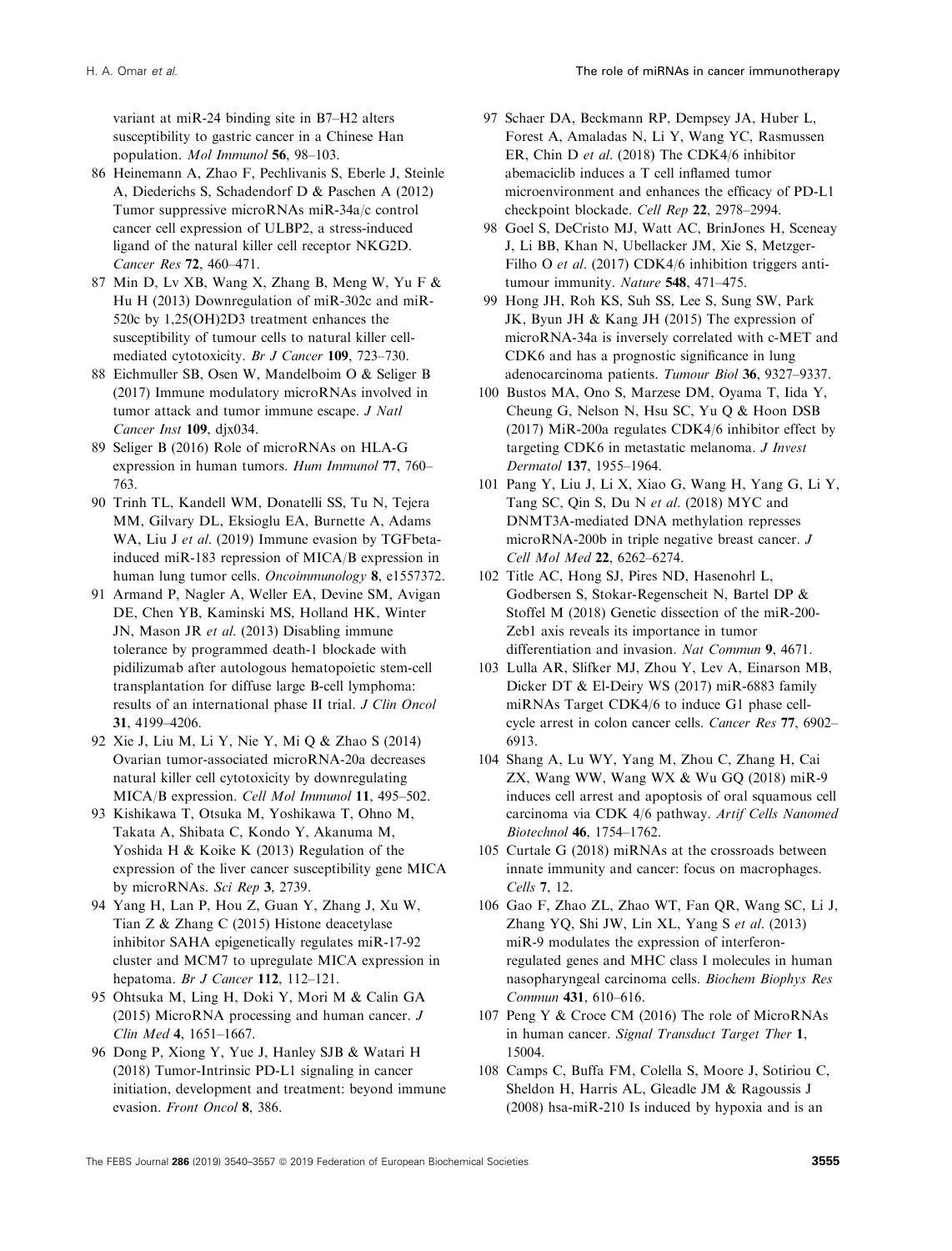variant at miR-24 binding site in B7–H2 alters susceptibility to gastric cancer in a Chinese Han population. *Mol Immunol* **56**, 98–103.

86 Heinemann A, Zhao F, Pechlivanis S, Eberle J, Steinle A, Diederichs S, Schadendorf D & Paschen A (2012) Tumor suppressive microRNAs miR-34a/c control cancer cell expression of ULBP2, a stress-induced ligand of the natural killer cell receptor NKG2D. *Cancer Res* **72**, 460–471.

87 Min D, Lv XB, Wang X, Zhang B, Meng W, Yu F & Hu H (2013) Downregulation of miR-302c and miR-520c by 1,25(OH)2D3 treatment enhances the susceptibility of tumour cells to natural killer cell-mediated cytotoxicity. *Br J Cancer* **109**, 723–730.

88 Eichmuller SB, Osen W, Mandelboim O & Seliger B (2017) Immune modulatory microRNAs involved in tumor attack and tumor immune escape. *J Natl Cancer Inst* **109**, djx034.

89 Seliger B (2016) Role of microRNAs on HLA-G expression in human tumors. *Hum Immunol* **77**, 760–763.

90 Trinh TL, Kandell WM, Donatelli SS, Tu N, Tejera MM, Gilvary DL, Eksioglu EA, Burnette A, Adams WA, Liu J *et al*. (2019) Immune evasion by TGFbeta-induced miR-183 repression of MICA/B expression in human lung tumor cells. *Oncoimmunology* **8**, e1557372.

91 Armand P, Nagler A, Weller EA, Devine SM, Avigan DE, Chen YB, Kaminski MS, Holland HK, Winter JN, Mason JR *et al*. (2013) Disabling immune tolerance by programmed death-1 blockade with pidilizumab after autologous hematopoietic stem-cell transplantation for diffuse large B-cell lymphoma: results of an international phase II trial. *J Clin Oncol* **31**, 4199–4206.

92 Xie J, Liu M, Li Y, Nie Y, Mi Q & Zhao S (2014) Ovarian tumor-associated microRNA-20a decreases natural killer cell cytotoxicity by downregulating MICA/B expression. *Cell Mol Immunol* **11**, 495–502.

93 Kishikawa T, Otsuka M, Yoshikawa T, Ohno M, Takata A, Shibata C, Kondo Y, Akanuma M, Yoshida H & Koike K (2013) Regulation of the expression of the liver cancer susceptibility gene MICA by microRNAs. *Sci Rep* **3**, 2739.

94 Yang H, Lan P, Hou Z, Guan Y, Zhang J, Xu W, Tian Z & Zhang C (2015) Histone deacetylase inhibitor SAHA epigenetically regulates miR-17-92 cluster and MCM7 to upregulate MICA expression in hepatoma. *Br J Cancer* **112**, 112–121.

95 Ohtsuka M, Ling H, Doki Y, Mori M & Calin GA (2015) MicroRNA processing and human cancer. *J Clin Med* **4**, 1651–1667.

96 Dong P, Xiong Y, Yue J, Hanley SJB & Watari H (2018) Tumor-Intrinsic PD-L1 signaling in cancer initiation, development and treatment: beyond immune evasion. *Front Oncol* **8**, 386.

97 Schaer DA, Beckmann RP, Dempsey JA, Huber L, Forest A, Amaladas N, Li Y, Wang YC, Rasmussen ER, Chin D *et al*. (2018) The CDK4/6 inhibitor abemaciclib induces a T cell inflamed tumor microenvironment and enhances the efficacy of PD-L1 checkpoint blockade. *Cell Rep* **22**, 2978–2994.

98 Goel S, DeCristo MJ, Watt AC, BrinJones H, Sceneay J, Li BB, Khan N, Ubellacker JM, Xie S, Metzger-Filho O *et al*. (2017) CDK4/6 inhibition triggers anti-tumour immunity. *Nature* **548**, 471–475.

99 Hong JH, Roh KS, Suh SS, Lee S, Sung SW, Park JK, Byun JH & Kang JH (2015) The expression of microRNA-34a is inversely correlated with c-MET and CDK6 and has a prognostic significance in lung adenocarcinoma patients. *Tumour Biol* **36**, 9327–9337.

100 Bustos MA, Ono S, Marzese DM, Oyama T, Iida Y, Cheung G, Nelson N, Hsu SC, Yu Q & Hoon DSB (2017) MiR-200a regulates CDK4/6 inhibitor effect by targeting CDK6 in metastatic melanoma. *J Invest Dermatol* **137**, 1955–1964.

101 Pang Y, Liu J, Li X, Xiao G, Wang H, Yang G, Li Y, Tang SC, Qin S, Du N *et al*. (2018) MYC and DNMT3A-mediated DNA methylation represses microRNA-200b in triple negative breast cancer. *J Cell Mol Med* **22**, 6262–6274.

102 Title AC, Hong SJ, Pires ND, Hasenohrl L, Godbersen S, Stokar-Regenscheit N, Bartel DP & Stoffel M (2018) Genetic dissection of the miR-200-Zeb1 axis reveals its importance in tumor differentiation and invasion. *Nat Commun* **9**, 4671.

103 Lulla AR, Slifker MJ, Zhou Y, Lev A, Einarson MB, Dicker DT & El-Deiry WS (2017) miR-6883 family miRNAs Target CDK4/6 to induce G1 phase cell-cycle arrest in colon cancer cells. *Cancer Res* **77**, 6902–6913.

104 Shang A, Lu WY, Yang M, Zhou C, Zhang H, Cai ZX, Wang WW, Wang WX & Wu GQ (2018) miR-9 induces cell arrest and apoptosis of oral squamous cell carcinoma via CDK 4/6 pathway. *Artif Cells Nanomed Biotechnol* **46**, 1754–1762.

105 Curtale G (2018) miRNAs at the crossroads between innate immunity and cancer: focus on macrophages. *Cells* **7**, 12.

106 Gao F, Zhao ZL, Zhao WT, Fan QR, Wang SC, Li J, Zhang YQ, Shi JW, Lin XL, Yang S *et al*. (2013) miR-9 modulates the expression of interferon-regulated genes and MHC class I molecules in human nasopharyngeal carcinoma cells. *Biochem Biophys Res Commun* **431**, 610–616.

107 Peng Y & Croce CM (2016) The role of MicroRNAs in human cancer. *Signal Transduct Target Ther* **1**, 15004.

108 Camps C, Buffa FM, Colella S, Moore J, Sotiriou C, Sheldon H, Harris AL, Gleadle JM & Ragoussis J (2008) hsa-miR-210 Is induced by hypoxia and is an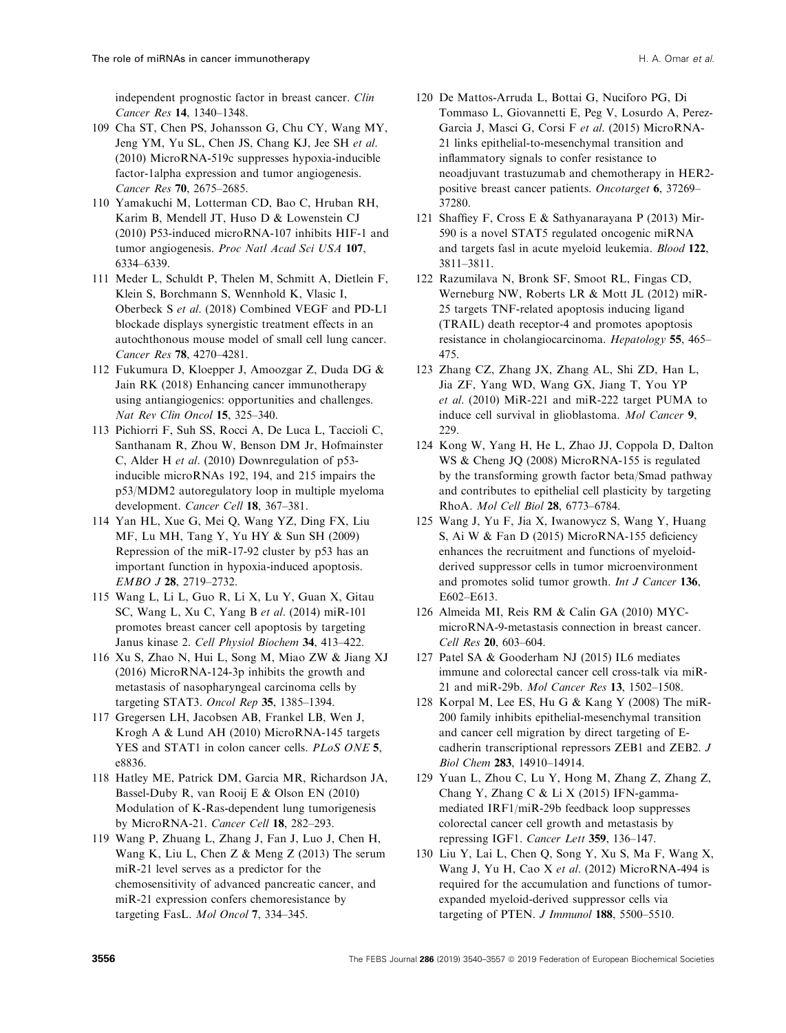independent prognostic factor in breast cancer. *Clin Cancer Res* **14**, 1340–1348.

109 Cha ST, Chen PS, Johansson G, Chu CY, Wang MY, Jeng YM, Yu SL, Chen JS, Chang KJ, Jee SH *et al.* (2010) MicroRNA-519c suppresses hypoxia-inducible factor-1alpha expression and tumor angiogenesis. *Cancer Res* **70**, 2675–2685.

110 Yamakuchi M, Lotterman CD, Bao C, Hruban RH, Karim B, Mendell JT, Huso D & Lowenstein CJ (2010) P53-induced microRNA-107 inhibits HIF-1 and tumor angiogenesis. *Proc Natl Acad Sci USA* **107**, 6334–6339.

111 Meder L, Schuldt P, Thelen M, Schmitt A, Dietlein F, Klein S, Borchmann S, Wennhold K, Vlasic I, Oberbeck S *et al.* (2018) Combined VEGF and PD-L1 blockade displays synergistic treatment effects in an autochthonous mouse model of small cell lung cancer. *Cancer Res* **78**, 4270–4281.

112 Fukumura D, Kloepper J, Amoozgar Z, Duda DG & Jain RK (2018) Enhancing cancer immunotherapy using antiangiogenics: opportunities and challenges. *Nat Rev Clin Oncol* **15**, 325–340.

113 Pichiorri F, Suh SS, Rocci A, De Luca L, Taccioli C, Santhanam R, Zhou W, Benson DM Jr, Hofmainster C, Alder H *et al.* (2010) Downregulation of p53-inducible microRNAs 192, 194, and 215 impairs the p53/MDM2 autoregulatory loop in multiple myeloma development. *Cancer Cell* **18**, 367–381.

114 Yan HL, Xue G, Mei Q, Wang YZ, Ding FX, Liu MF, Lu MH, Tang Y, Yu HY & Sun SH (2009) Repression of the miR-17-92 cluster by p53 has an important function in hypoxia-induced apoptosis. *EMBO J* **28**, 2719–2732.

115 Wang L, Li L, Guo R, Li X, Lu Y, Guan X, Gitau SC, Wang L, Xu C, Yang B *et al.* (2014) miR-101 promotes breast cancer cell apoptosis by targeting Janus kinase 2. *Cell Physiol Biochem* **34**, 413–422.

116 Xu S, Zhao N, Hui L, Song M, Miao ZW & Jiang XJ (2016) MicroRNA-124-3p inhibits the growth and metastasis of nasopharyngeal carcinoma cells by targeting STAT3. *Oncol Rep* **35**, 1385–1394.

117 Gregersen LH, Jacobsen AB, Frankel LB, Wen J, Krogh A & Lund AH (2010) MicroRNA-145 targets YES and STAT1 in colon cancer cells. *PLoS ONE* **5**, e8836.

118 Hatley ME, Patrick DM, Garcia MR, Richardson JA, Bassel-Duby R, van Rooij E & Olson EN (2010) Modulation of K-Ras-dependent lung tumorigenesis by MicroRNA-21. *Cancer Cell* **18**, 282–293.

119 Wang P, Zhuang L, Zhang J, Fan J, Luo J, Chen H, Wang K, Liu L, Chen Z & Meng Z (2013) The serum miR-21 level serves as a predictor for the chemosensitivity of advanced pancreatic cancer, and miR-21 expression confers chemoresistance by targeting FasL. *Mol Oncol* **7**, 334–345.

120 De Mattos-Arruda L, Bottai G, Nuciforo PG, Di Tommaso L, Giovannetti E, Peg V, Losurdo A, Perez-Garcia J, Masci G, Corsi F *et al.* (2015) MicroRNA-21 links epithelial-to-mesenchymal transition and inflammatory signals to confer resistance to neoadjuvant trastuzumab and chemotherapy in HER2-positive breast cancer patients. *Oncotarget* **6**, 37269–37280.

121 Shaffiey F, Cross E & Sathyanarayana P (2013) Mir-590 is a novel STAT5 regulated oncogenic miRNA and targets fasl in acute myeloid leukemia. *Blood* **122**, 3811–3811.

122 Razumilava N, Bronk SF, Smoot RL, Fingas CD, Werneburg NW, Roberts LR & Mott JL (2012) miR-25 targets TNF-related apoptosis inducing ligand (TRAIL) death receptor-4 and promotes apoptosis resistance in cholangiocarcinoma. *Hepatology* **55**, 465–475.

123 Zhang CZ, Zhang JX, Zhang AL, Shi ZD, Han L, Jia ZF, Yang WD, Wang GX, Jiang T, You YP *et al.* (2010) MiR-221 and miR-222 target PUMA to induce cell survival in glioblastoma. *Mol Cancer* **9**, 229.

124 Kong W, Yang H, He L, Zhao JJ, Coppola D, Dalton WS & Cheng JQ (2008) MicroRNA-155 is regulated by the transforming growth factor beta/Smad pathway and contributes to epithelial cell plasticity by targeting RhoA. *Mol Cell Biol* **28**, 6773–6784.

125 Wang J, Yu F, Jia X, Iwanowycz S, Wang Y, Huang S, Ai W & Fan D (2015) MicroRNA-155 deficiency enhances the recruitment and functions of myeloid-derived suppressor cells in tumor microenvironment and promotes solid tumor growth. *Int J Cancer* **136**, E602–E613.

126 Almeida MI, Reis RM & Calin GA (2010) MYC-microRNA-9-metastasis connection in breast cancer. *Cell Res* **20**, 603–604.

127 Patel SA & Gooderham NJ (2015) IL6 mediates immune and colorectal cancer cell cross-talk via miR-21 and miR-29b. *Mol Cancer Res* **13**, 1502–1508.

128 Korpal M, Lee ES, Hu G & Kang Y (2008) The miR-200 family inhibits epithelial-mesenchymal transition and cancer cell migration by direct targeting of E-cadherin transcriptional repressors ZEB1 and ZEB2. *J Biol Chem* **283**, 14910–14914.

129 Yuan L, Zhou C, Lu Y, Hong M, Zhang Z, Zhang Z, Chang Y, Zhang C & Li X (2015) IFN-gamma-mediated IRF1/miR-29b feedback loop suppresses colorectal cancer cell growth and metastasis by repressing IGF1. *Cancer Lett* **359**, 136–147.

130 Liu Y, Lai L, Chen Q, Song Y, Xu S, Ma F, Wang X, Wang J, Yu H, Cao X *et al.* (2012) MicroRNA-494 is required for the accumulation and functions of tumor-expanded myeloid-derived suppressor cells via targeting of PTEN. *J Immunol* **188**, 5500–5510.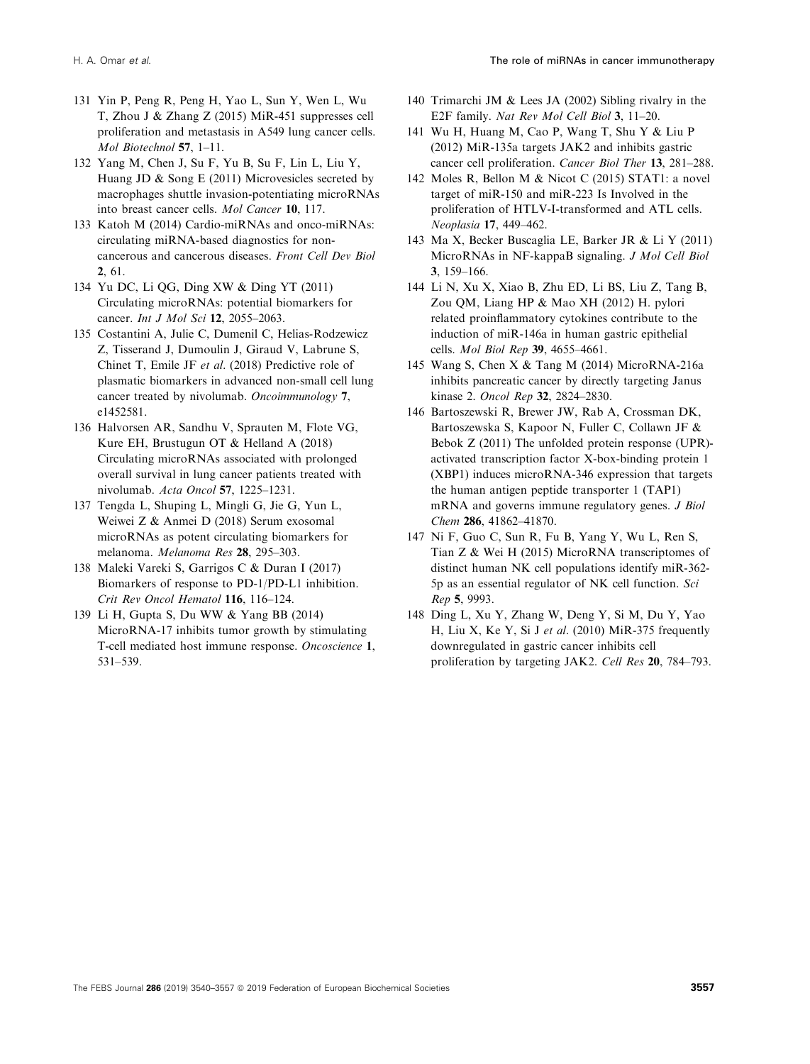131 Yin P, Peng R, Peng H, Yao L, Sun Y, Wen L, Wu T, Zhou J & Zhang Z (2015) MiR-451 suppresses cell proliferation and metastasis in A549 lung cancer cells. *Mol Biotechnol* **57**, 1–11.

132 Yang M, Chen J, Su F, Yu B, Su F, Lin L, Liu Y, Huang JD & Song E (2011) Microvesicles secreted by macrophages shuttle invasion-potentiating microRNAs into breast cancer cells. *Mol Cancer* **10**, 117.

133 Katoh M (2014) Cardio-miRNAs and onco-miRNAs: circulating miRNA-based diagnostics for non-cancerous and cancerous diseases. *Front Cell Dev Biol* **2**, 61.

134 Yu DC, Li QG, Ding XW & Ding YT (2011) Circulating microRNAs: potential biomarkers for cancer. *Int J Mol Sci* **12**, 2055–2063.

135 Costantini A, Julie C, Dumenil C, Helias-Rodzewicz Z, Tisserand J, Dumoulin J, Giraud V, Labrune S, Chinet T, Emile JF *et al*. (2018) Predictive role of plasmatic biomarkers in advanced non-small cell lung cancer treated by nivolumab. *Oncoimmunology* **7**, e1452581.

136 Halvorsen AR, Sandhu V, Sprauten M, Flote VG, Kure EH, Brustugun OT & Helland A (2018) Circulating microRNAs associated with prolonged overall survival in lung cancer patients treated with nivolumab. *Acta Oncol* **57**, 1225–1231.

137 Tengda L, Shuping L, Mingli G, Jie G, Yun L, Weiwei Z & Anmei D (2018) Serum exosomal microRNAs as potent circulating biomarkers for melanoma. *Melanoma Res* **28**, 295–303.

138 Maleki Vareki S, Garrigos C & Duran I (2017) Biomarkers of response to PD-1/PD-L1 inhibition. *Crit Rev Oncol Hematol* **116**, 116–124.

139 Li H, Gupta S, Du WW & Yang BB (2014) MicroRNA-17 inhibits tumor growth by stimulating T-cell mediated host immune response. *Oncoscience* **1**, 531–539.

140 Trimarchi JM & Lees JA (2002) Sibling rivalry in the E2F family. *Nat Rev Mol Cell Biol* **3**, 11–20.

141 Wu H, Huang M, Cao P, Wang T, Shu Y & Liu P (2012) MiR-135a targets JAK2 and inhibits gastric cancer cell proliferation. *Cancer Biol Ther* **13**, 281–288.

142 Moles R, Bellon M & Nicot C (2015) STAT1: a novel target of miR-150 and miR-223 Is Involved in the proliferation of HTLV-I-transformed and ATL cells. *Neoplasia* **17**, 449–462.

143 Ma X, Becker Buscaglia LE, Barker JR & Li Y (2011) MicroRNAs in NF-kappaB signaling. *J Mol Cell Biol* **3**, 159–166.

144 Li N, Xu X, Xiao B, Zhu ED, Li BS, Liu Z, Tang B, Zou QM, Liang HP & Mao XH (2012) H. pylori related proinflammatory cytokines contribute to the induction of miR-146a in human gastric epithelial cells. *Mol Biol Rep* **39**, 4655–4661.

145 Wang S, Chen X & Tang M (2014) MicroRNA-216a inhibits pancreatic cancer by directly targeting Janus kinase 2. *Oncol Rep* **32**, 2824–2830.

146 Bartoszewski R, Brewer JW, Rab A, Crossman DK, Bartoszewska S, Kapoor N, Fuller C, Collawn JF & Bebok Z (2011) The unfolded protein response (UPR)-activated transcription factor X-box-binding protein 1 (XBP1) induces microRNA-346 expression that targets the human antigen peptide transporter 1 (TAP1) mRNA and governs immune regulatory genes. *J Biol Chem* **286**, 41862–41870.

147 Ni F, Guo C, Sun R, Fu B, Yang Y, Wu L, Ren S, Tian Z & Wei H (2015) MicroRNA transcriptomes of distinct human NK cell populations identify miR-362-5p as an essential regulator of NK cell function. *Sci Rep* **5**, 9993.

148 Ding L, Xu Y, Zhang W, Deng Y, Si M, Du Y, Yao H, Liu X, Ke Y, Si J *et al*. (2010) MiR-375 frequently downregulated in gastric cancer inhibits cell proliferation by targeting JAK2. *Cell Res* **20**, 784–793.